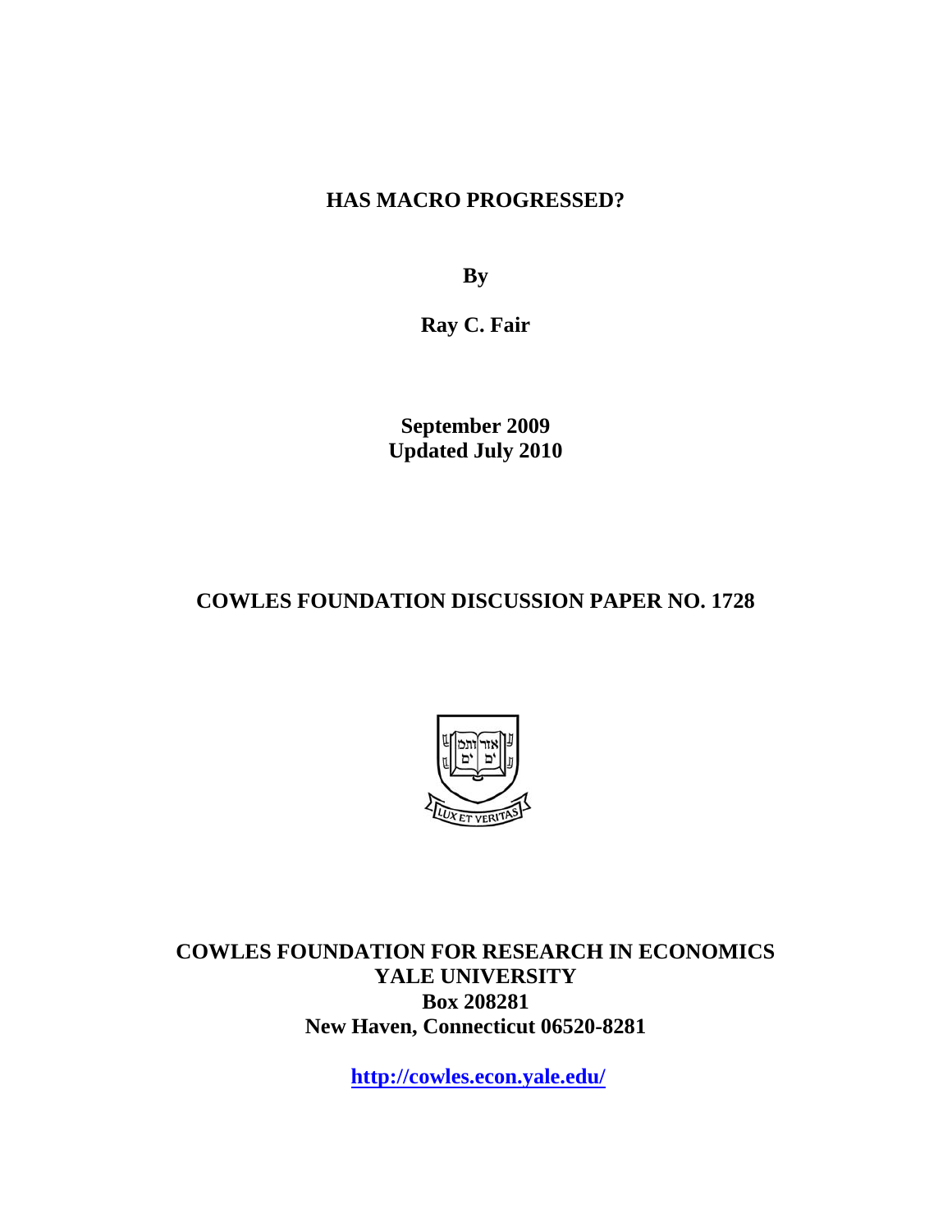# HAS MACRO PROGRESSED?

**By**

**Ray C. Fair**

**September 2009**
**Updated July 2010**

## COWLES FOUNDATION DISCUSSION PAPER NO. 1728

**COWLES FOUNDATION FOR RESEARCH IN ECONOMICS**
**YALE UNIVERSITY**
**Box 208281**
**New Haven, Connecticut 06520-8281**

**http://cowles.econ.yale.edu/**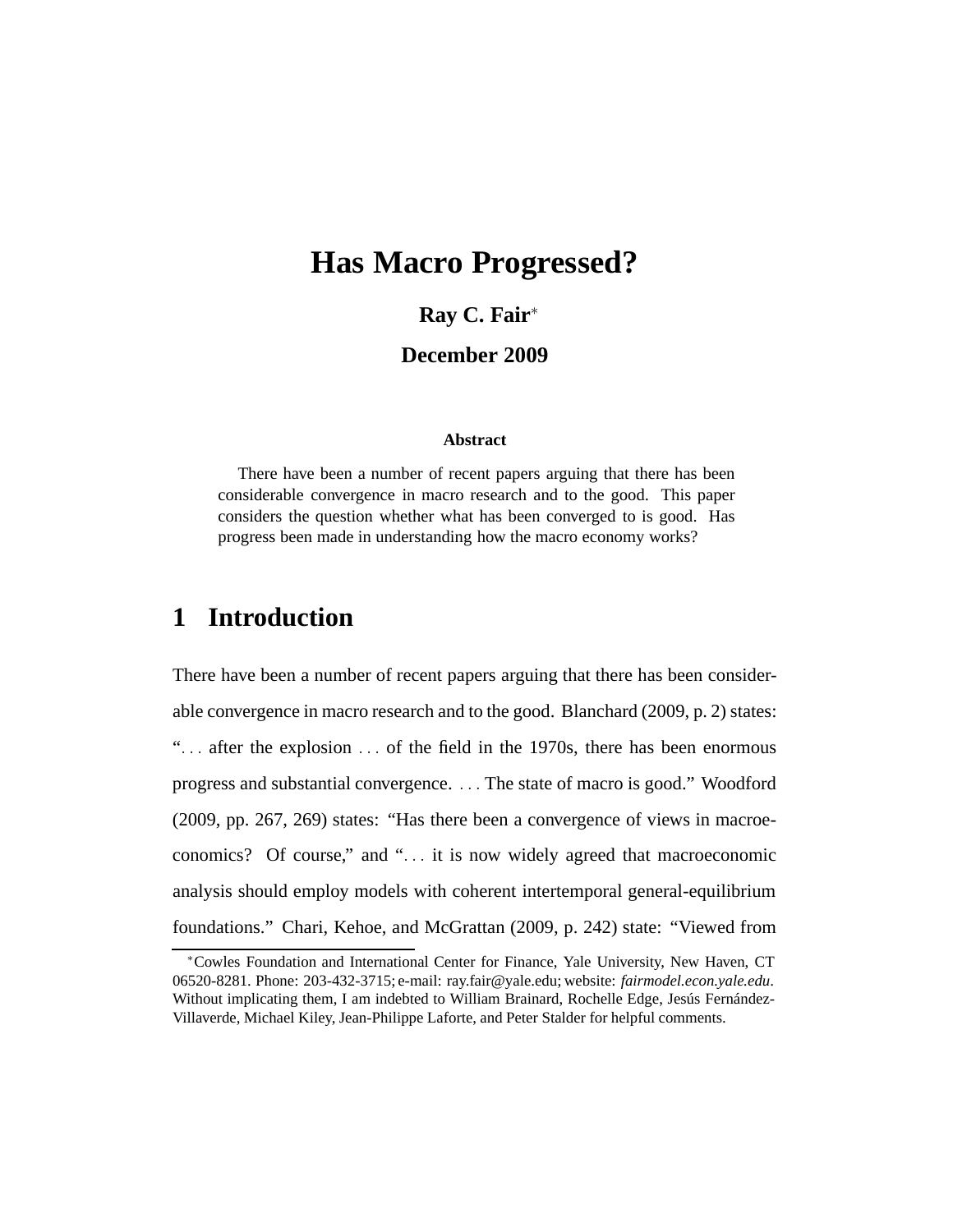# Has Macro Progressed?

**Ray C. Fair**[*]

**December 2009**

**Abstract**

There have been a number of recent papers arguing that there has been considerable convergence in macro research and to the good. This paper considers the question whether what has been converged to is good. Has progress been made in understanding how the macro economy works?

## 1 Introduction

There have been a number of recent papers arguing that there has been considerable convergence in macro research and to the good. Blanchard (2009, p. 2) states: "... after the explosion ... of the field in the 1970s, there has been enormous progress and substantial convergence. ... The state of macro is good." Woodford (2009, pp. 267, 269) states: "Has there been a convergence of views in macroeconomics? Of course," and "... it is now widely agreed that macroeconomic analysis should employ models with coherent intertemporal general-equilibrium foundations." Chari, Kehoe, and McGrattan (2009, p. 242) state: "Viewed from

[*] Cowles Foundation and International Center for Finance, Yale University, New Haven, CT 06520-8281. Phone: 203-432-3715; e-mail: ray.fair@yale.edu; website: *fairmodel.econ.yale.edu*. Without implicating them, I am indebted to William Brainard, Rochelle Edge, Jesús Fernández-Villaverde, Michael Kiley, Jean-Philippe Laforte, and Peter Stalder for helpful comments.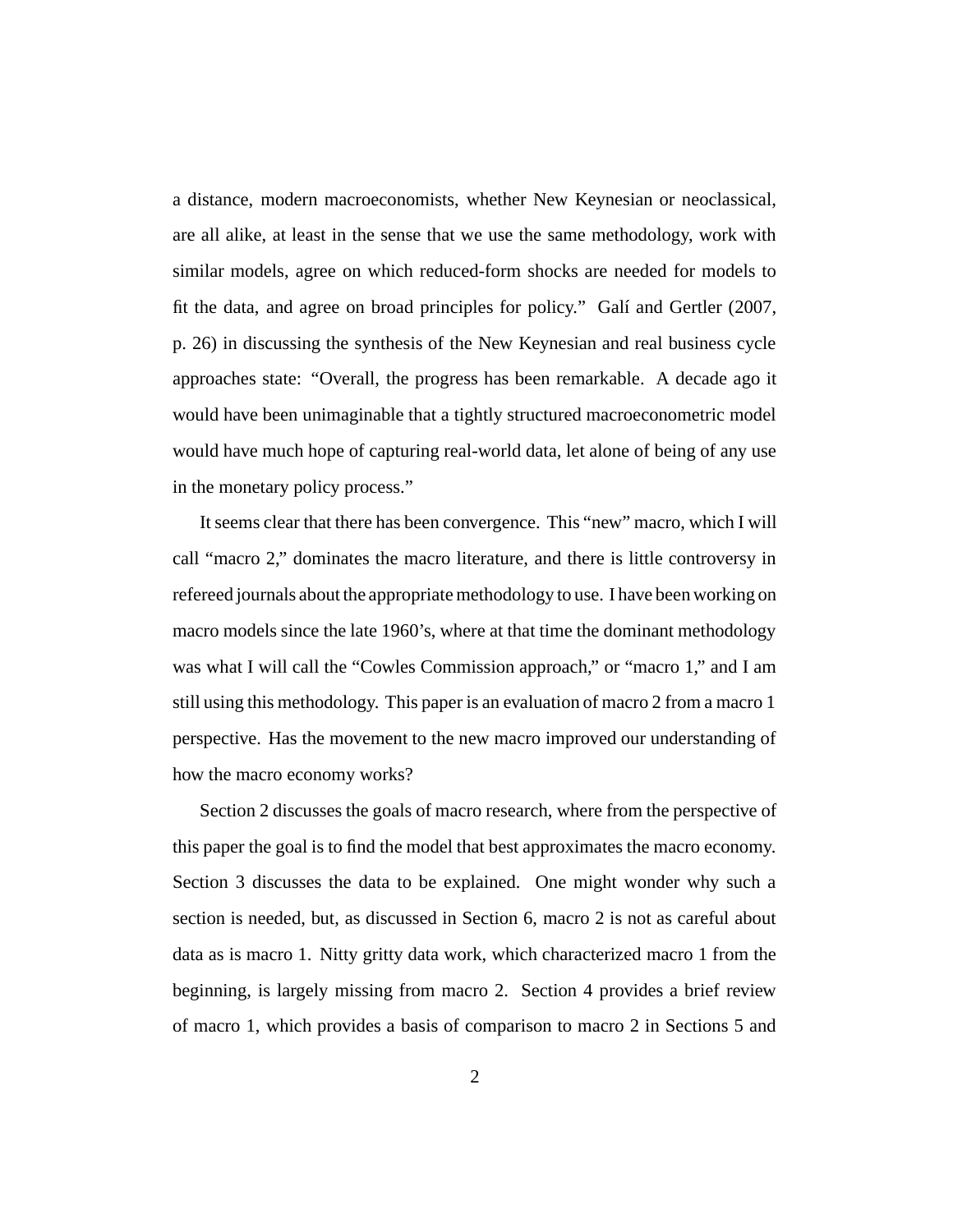a distance, modern macroeconomists, whether New Keynesian or neoclassical, are all alike, at least in the sense that we use the same methodology, work with similar models, agree on which reduced-form shocks are needed for models to fit the data, and agree on broad principles for policy." Galí and Gertler (2007, p. 26) in discussing the synthesis of the New Keynesian and real business cycle approaches state: "Overall, the progress has been remarkable. A decade ago it would have been unimaginable that a tightly structured macroeconometric model would have much hope of capturing real-world data, let alone of being of any use in the monetary policy process."

It seems clear that there has been convergence. This "new" macro, which I will call "macro 2," dominates the macro literature, and there is little controversy in refereed journals about the appropriate methodology to use. I have been working on macro models since the late 1960's, where at that time the dominant methodology was what I will call the "Cowles Commission approach," or "macro 1," and I am still using this methodology. This paper is an evaluation of macro 2 from a macro 1 perspective. Has the movement to the new macro improved our understanding of how the macro economy works?

Section 2 discusses the goals of macro research, where from the perspective of this paper the goal is to find the model that best approximates the macro economy. Section 3 discusses the data to be explained. One might wonder why such a section is needed, but, as discussed in Section 6, macro 2 is not as careful about data as is macro 1. Nitty gritty data work, which characterized macro 1 from the beginning, is largely missing from macro 2. Section 4 provides a brief review of macro 1, which provides a basis of comparison to macro 2 in Sections 5 and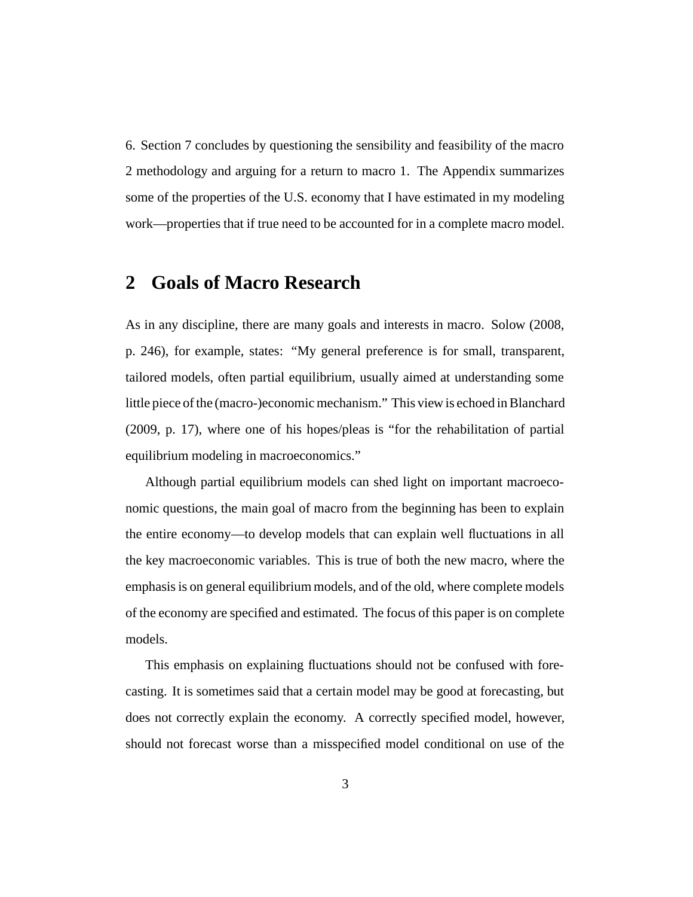6. Section 7 concludes by questioning the sensibility and feasibility of the macro 2 methodology and arguing for a return to macro 1. The Appendix summarizes some of the properties of the U.S. economy that I have estimated in my modeling work—properties that if true need to be accounted for in a complete macro model.

## 2 Goals of Macro Research

As in any discipline, there are many goals and interests in macro. Solow (2008, p. 246), for example, states: "My general preference is for small, transparent, tailored models, often partial equilibrium, usually aimed at understanding some little piece of the (macro-)economic mechanism." This view is echoed in Blanchard (2009, p. 17), where one of his hopes/pleas is "for the rehabilitation of partial equilibrium modeling in macroeconomics."

Although partial equilibrium models can shed light on important macroeconomic questions, the main goal of macro from the beginning has been to explain the entire economy—to develop models that can explain well fluctuations in all the key macroeconomic variables. This is true of both the new macro, where the emphasis is on general equilibrium models, and of the old, where complete models of the economy are specified and estimated. The focus of this paper is on complete models.

This emphasis on explaining fluctuations should not be confused with forecasting. It is sometimes said that a certain model may be good at forecasting, but does not correctly explain the economy. A correctly specified model, however, should not forecast worse than a misspecified model conditional on use of the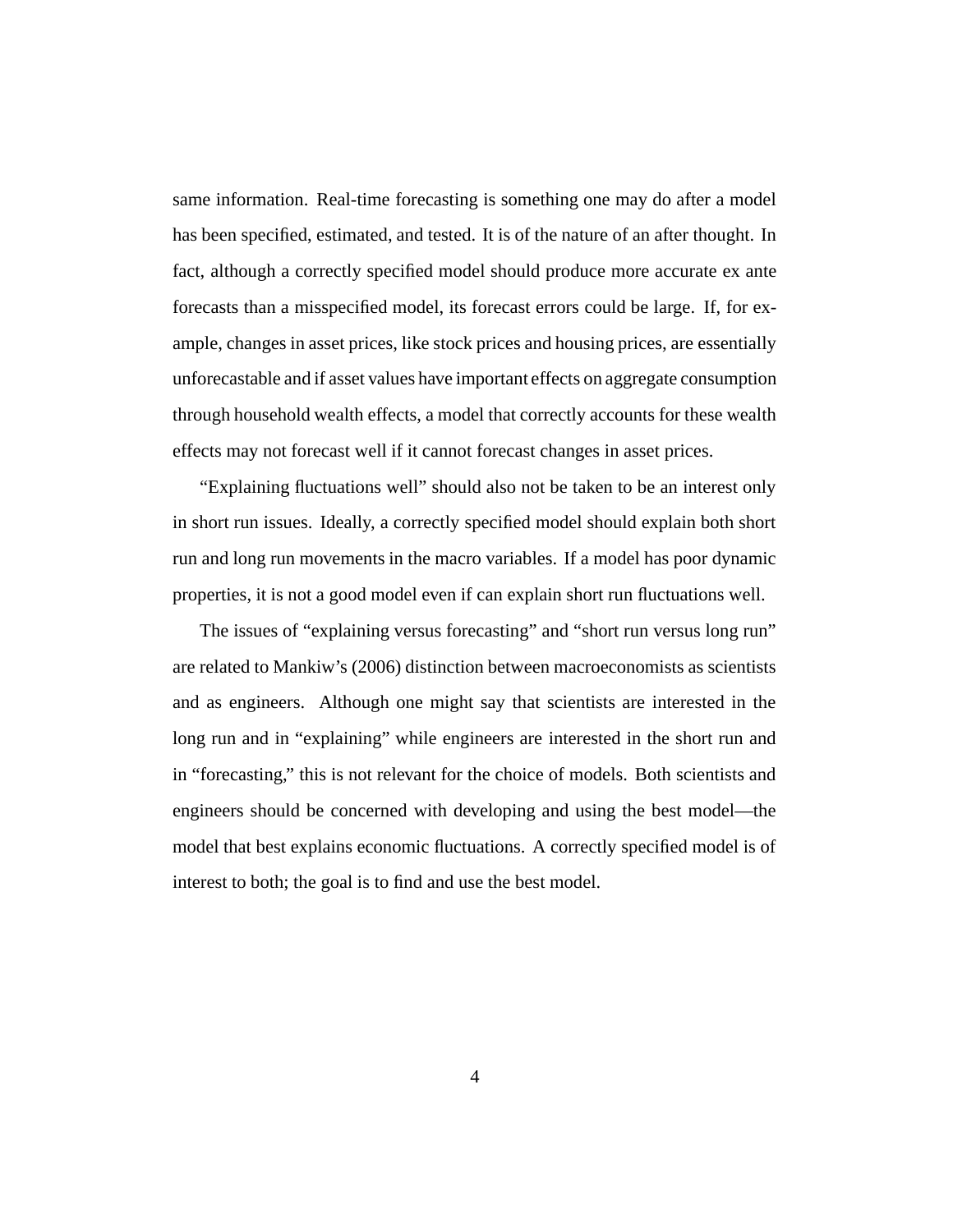same information. Real-time forecasting is something one may do after a model has been specified, estimated, and tested. It is of the nature of an after thought. In fact, although a correctly specified model should produce more accurate ex ante forecasts than a misspecified model, its forecast errors could be large. If, for example, changes in asset prices, like stock prices and housing prices, are essentially unforecastable and if asset values have important effects on aggregate consumption through household wealth effects, a model that correctly accounts for these wealth effects may not forecast well if it cannot forecast changes in asset prices.

"Explaining fluctuations well" should also not be taken to be an interest only in short run issues. Ideally, a correctly specified model should explain both short run and long run movements in the macro variables. If a model has poor dynamic properties, it is not a good model even if can explain short run fluctuations well.

The issues of "explaining versus forecasting" and "short run versus long run" are related to Mankiw's (2006) distinction between macroeconomists as scientists and as engineers. Although one might say that scientists are interested in the long run and in "explaining" while engineers are interested in the short run and in "forecasting," this is not relevant for the choice of models. Both scientists and engineers should be concerned with developing and using the best model—the model that best explains economic fluctuations. A correctly specified model is of interest to both; the goal is to find and use the best model.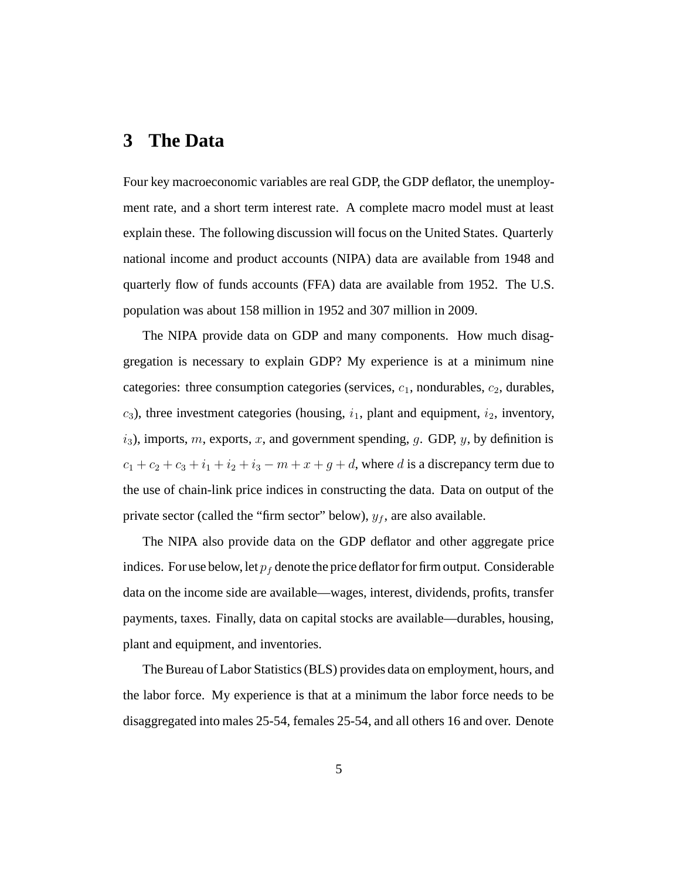## 3 The Data

Four key macroeconomic variables are real GDP, the GDP deflator, the unemployment rate, and a short term interest rate. A complete macro model must at least explain these. The following discussion will focus on the United States. Quarterly national income and product accounts (NIPA) data are available from 1948 and quarterly flow of funds accounts (FFA) data are available from 1952. The U.S. population was about 158 million in 1952 and 307 million in 2009.

The NIPA provide data on GDP and many components. How much disaggregation is necessary to explain GDP? My experience is at a minimum nine categories: three consumption categories (services, $c_1$, nondurables, $c_2$, durables, $c_3$), three investment categories (housing, $i_1$, plant and equipment, $i_2$, inventory, $i_3$), imports, $m$, exports, $x$, and government spending, $g$. GDP, $y$, by definition is $c_1 + c_2 + c_3 + i_1 + i_2 + i_3 - m + x + g + d$, where $d$ is a discrepancy term due to the use of chain-link price indices in constructing the data. Data on output of the private sector (called the "firm sector" below), $y_f$, are also available.

The NIPA also provide data on the GDP deflator and other aggregate price indices. For use below, let $p_f$ denote the price deflator for firm output. Considerable data on the income side are available—wages, interest, dividends, profits, transfer payments, taxes. Finally, data on capital stocks are available—durables, housing, plant and equipment, and inventories.

The Bureau of Labor Statistics (BLS) provides data on employment, hours, and the labor force. My experience is that at a minimum the labor force needs to be disaggregated into males 25-54, females 25-54, and all others 16 and over. Denote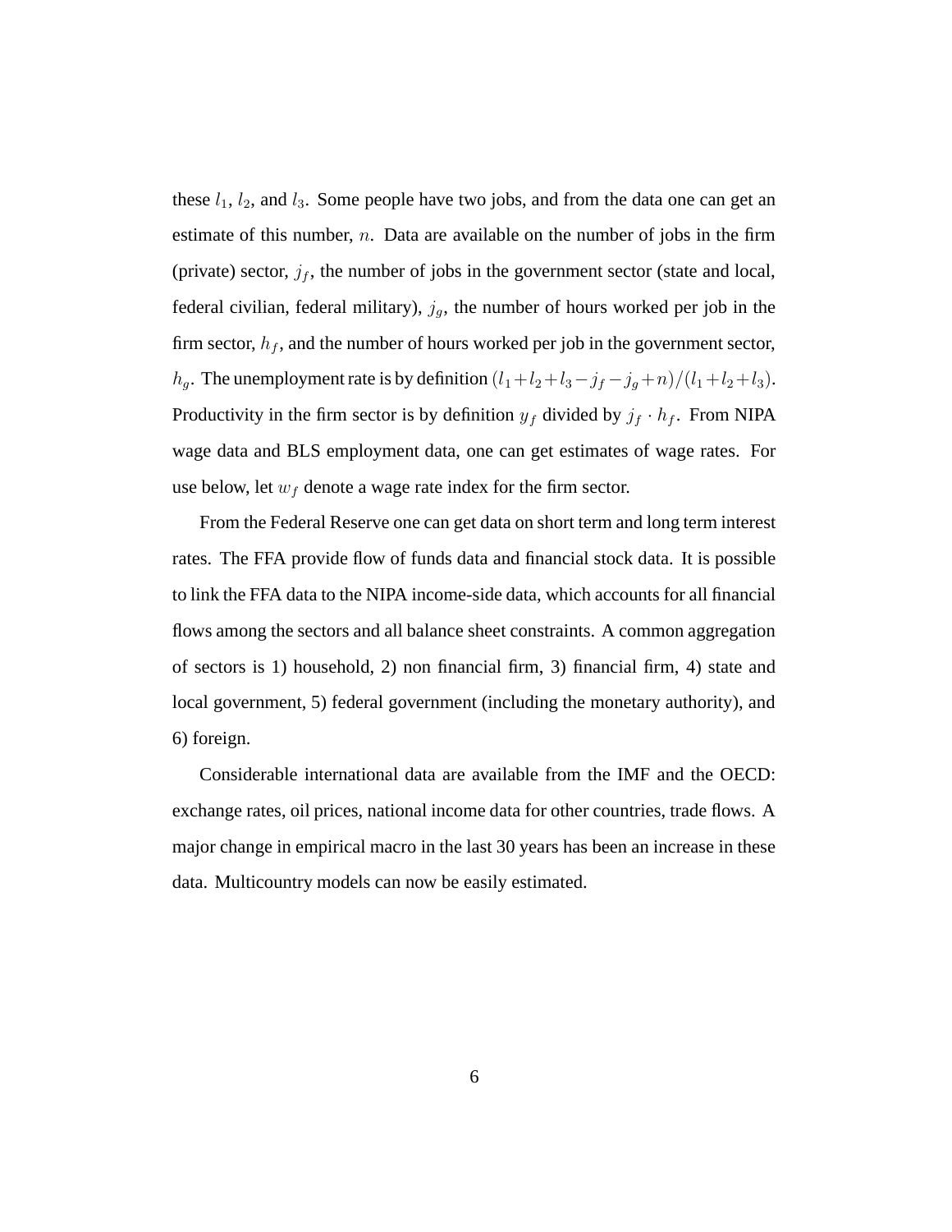these $l_1$, $l_2$, and $l_3$. Some people have two jobs, and from the data one can get an estimate of this number, $n$. Data are available on the number of jobs in the firm (private) sector, $j_f$, the number of jobs in the government sector (state and local, federal civilian, federal military), $j_g$, the number of hours worked per job in the firm sector, $h_f$, and the number of hours worked per job in the government sector, $h_g$. The unemployment rate is by definition $(l_1+l_2+l_3-j_f-j_g+n)/(l_1+l_2+l_3)$. Productivity in the firm sector is by definition $y_f$ divided by $j_f \cdot h_f$. From NIPA wage data and BLS employment data, one can get estimates of wage rates. For use below, let $w_f$ denote a wage rate index for the firm sector.

From the Federal Reserve one can get data on short term and long term interest rates. The FFA provide flow of funds data and financial stock data. It is possible to link the FFA data to the NIPA income-side data, which accounts for all financial flows among the sectors and all balance sheet constraints. A common aggregation of sectors is 1) household, 2) non financial firm, 3) financial firm, 4) state and local government, 5) federal government (including the monetary authority), and 6) foreign.

Considerable international data are available from the IMF and the OECD: exchange rates, oil prices, national income data for other countries, trade flows. A major change in empirical macro in the last 30 years has been an increase in these data. Multicountry models can now be easily estimated.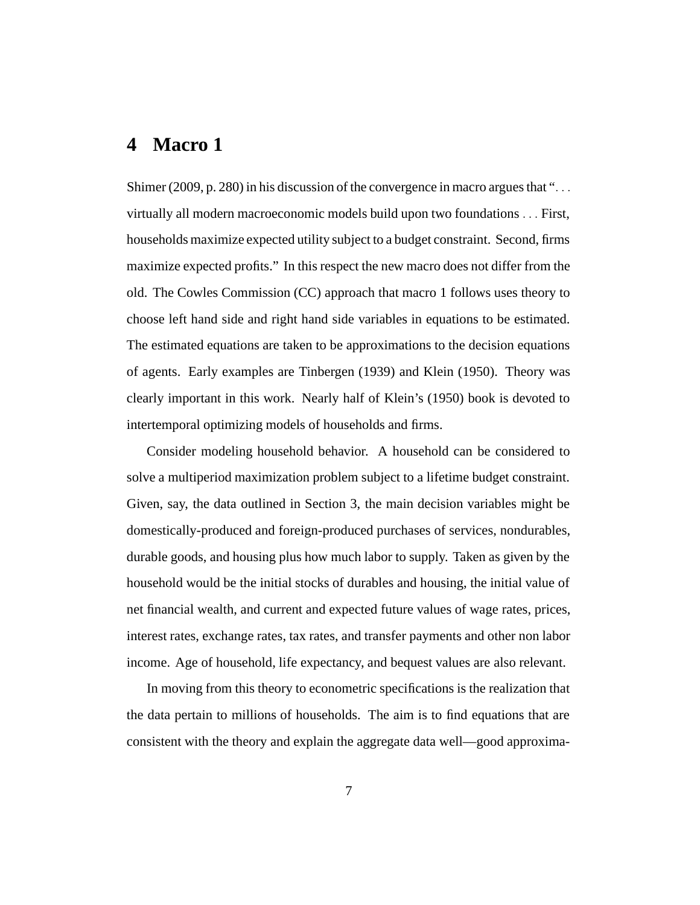# 4 Macro 1

Shimer (2009, p. 280) in his discussion of the convergence in macro argues that ". . . virtually all modern macroeconomic models build upon two foundations . . . First, households maximize expected utility subject to a budget constraint. Second, firms maximize expected profits." In this respect the new macro does not differ from the old. The Cowles Commission (CC) approach that macro 1 follows uses theory to choose left hand side and right hand side variables in equations to be estimated. The estimated equations are taken to be approximations to the decision equations of agents. Early examples are Tinbergen (1939) and Klein (1950). Theory was clearly important in this work. Nearly half of Klein's (1950) book is devoted to intertemporal optimizing models of households and firms.

Consider modeling household behavior. A household can be considered to solve a multiperiod maximization problem subject to a lifetime budget constraint. Given, say, the data outlined in Section 3, the main decision variables might be domestically-produced and foreign-produced purchases of services, nondurables, durable goods, and housing plus how much labor to supply. Taken as given by the household would be the initial stocks of durables and housing, the initial value of net financial wealth, and current and expected future values of wage rates, prices, interest rates, exchange rates, tax rates, and transfer payments and other non labor income. Age of household, life expectancy, and bequest values are also relevant.

In moving from this theory to econometric specifications is the realization that the data pertain to millions of households. The aim is to find equations that are consistent with the theory and explain the aggregate data well—good approxima-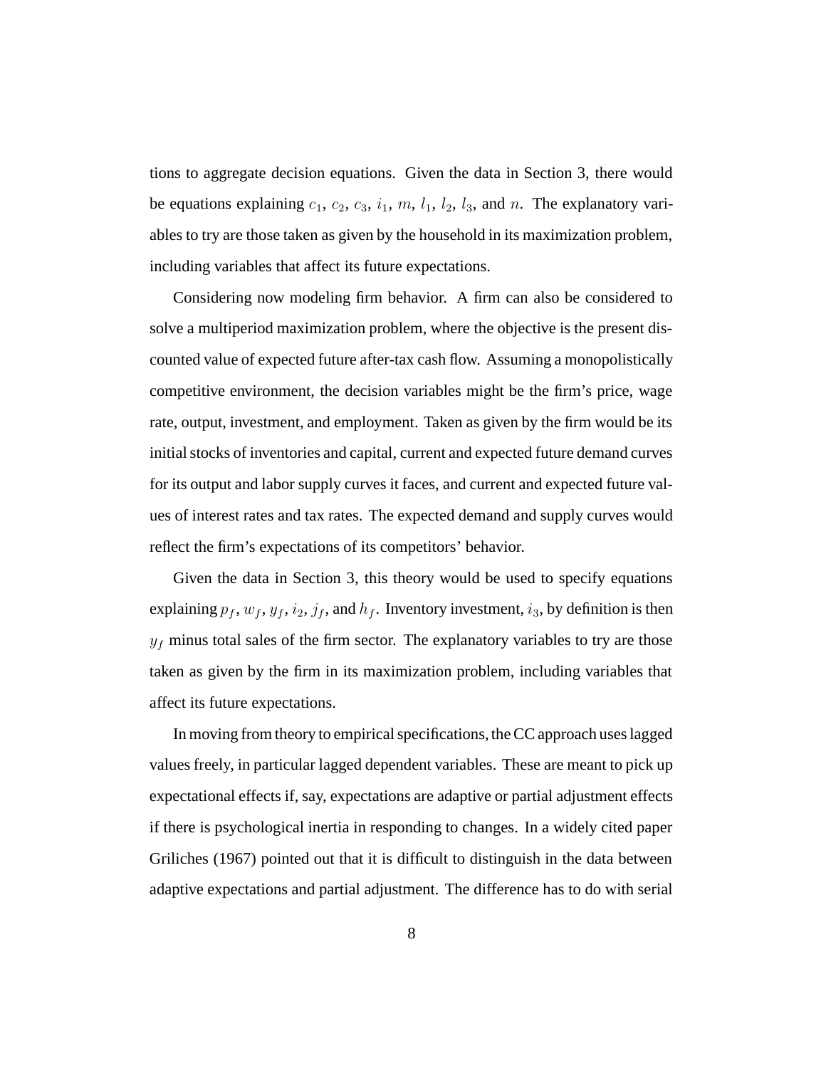tions to aggregate decision equations. Given the data in Section 3, there would be equations explaining $c_1$, $c_2$, $c_3$, $i_1$, $m$, $l_1$, $l_2$, $l_3$, and $n$. The explanatory variables to try are those taken as given by the household in its maximization problem, including variables that affect its future expectations.

Considering now modeling firm behavior. A firm can also be considered to solve a multiperiod maximization problem, where the objective is the present discounted value of expected future after-tax cash flow. Assuming a monopolistically competitive environment, the decision variables might be the firm's price, wage rate, output, investment, and employment. Taken as given by the firm would be its initial stocks of inventories and capital, current and expected future demand curves for its output and labor supply curves it faces, and current and expected future values of interest rates and tax rates. The expected demand and supply curves would reflect the firm's expectations of its competitors' behavior.

Given the data in Section 3, this theory would be used to specify equations explaining $p_f$, $w_f$, $y_f$, $i_2$, $j_f$, and $h_f$. Inventory investment, $i_3$, by definition is then $y_f$ minus total sales of the firm sector. The explanatory variables to try are those taken as given by the firm in its maximization problem, including variables that affect its future expectations.

In moving from theory to empirical specifications, the CC approach uses lagged values freely, in particular lagged dependent variables. These are meant to pick up expectational effects if, say, expectations are adaptive or partial adjustment effects if there is psychological inertia in responding to changes. In a widely cited paper Griliches (1967) pointed out that it is difficult to distinguish in the data between adaptive expectations and partial adjustment. The difference has to do with serial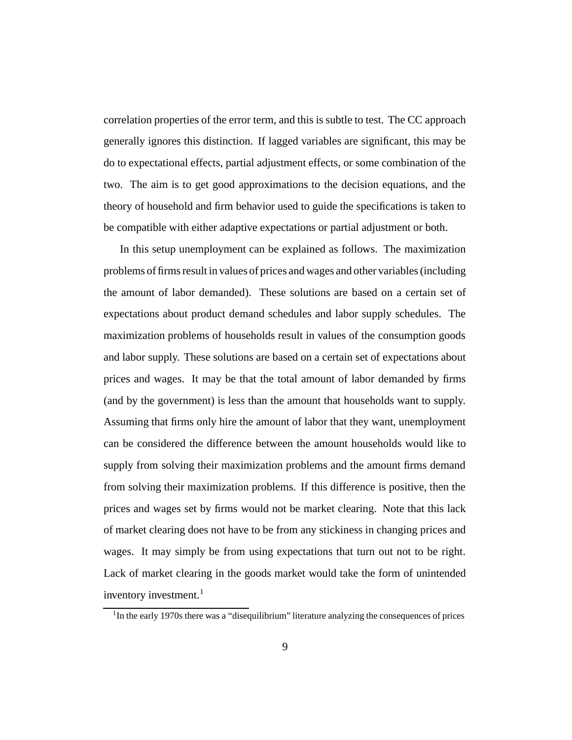correlation properties of the error term, and this is subtle to test. The CC approach generally ignores this distinction. If lagged variables are significant, this may be do to expectational effects, partial adjustment effects, or some combination of the two. The aim is to get good approximations to the decision equations, and the theory of household and firm behavior used to guide the specifications is taken to be compatible with either adaptive expectations or partial adjustment or both.

In this setup unemployment can be explained as follows. The maximization problems of firms result in values of prices and wages and other variables (including the amount of labor demanded). These solutions are based on a certain set of expectations about product demand schedules and labor supply schedules. The maximization problems of households result in values of the consumption goods and labor supply. These solutions are based on a certain set of expectations about prices and wages. It may be that the total amount of labor demanded by firms (and by the government) is less than the amount that households want to supply. Assuming that firms only hire the amount of labor that they want, unemployment can be considered the difference between the amount households would like to supply from solving their maximization problems and the amount firms demand from solving their maximization problems. If this difference is positive, then the prices and wages set by firms would not be market clearing. Note that this lack of market clearing does not have to be from any stickiness in changing prices and wages. It may simply be from using expectations that turn out not to be right. Lack of market clearing in the goods market would take the form of unintended inventory investment.[1]

[1] In the early 1970s there was a "disequilibrium" literature analyzing the consequences of prices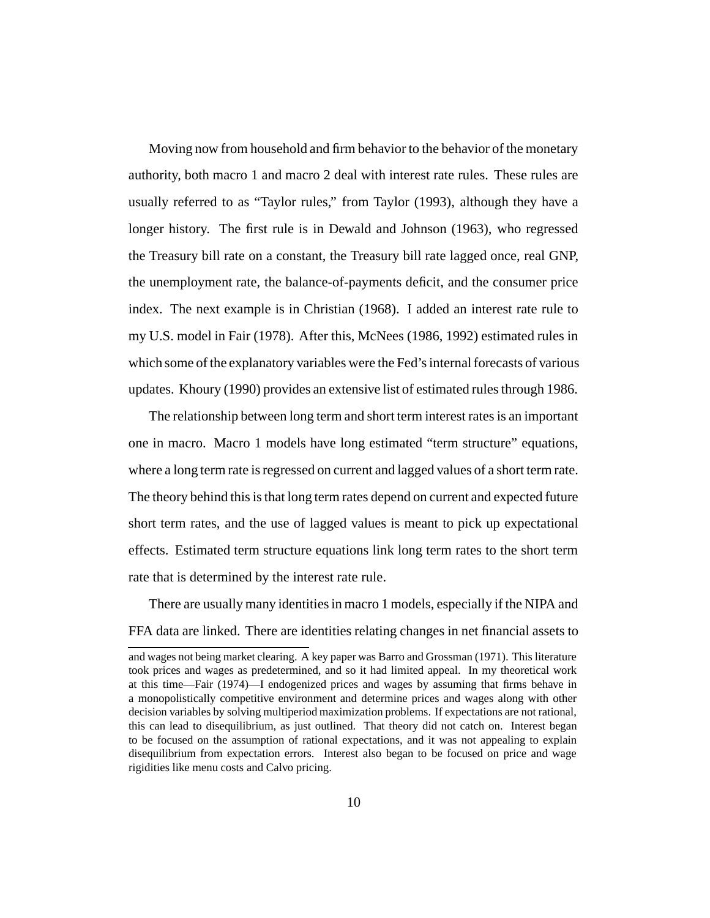Moving now from household and firm behavior to the behavior of the monetary authority, both macro 1 and macro 2 deal with interest rate rules. These rules are usually referred to as "Taylor rules," from Taylor (1993), although they have a longer history. The first rule is in Dewald and Johnson (1963), who regressed the Treasury bill rate on a constant, the Treasury bill rate lagged once, real GNP, the unemployment rate, the balance-of-payments deficit, and the consumer price index. The next example is in Christian (1968). I added an interest rate rule to my U.S. model in Fair (1978). After this, McNees (1986, 1992) estimated rules in which some of the explanatory variables were the Fed's internal forecasts of various updates. Khoury (1990) provides an extensive list of estimated rules through 1986.

The relationship between long term and short term interest rates is an important one in macro. Macro 1 models have long estimated "term structure" equations, where a long term rate is regressed on current and lagged values of a short term rate. The theory behind this is that long term rates depend on current and expected future short term rates, and the use of lagged values is meant to pick up expectational effects. Estimated term structure equations link long term rates to the short term rate that is determined by the interest rate rule.

There are usually many identities in macro 1 models, especially if the NIPA and FFA data are linked. There are identities relating changes in net financial assets to

---

and wages not being market clearing. A key paper was Barro and Grossman (1971). This literature took prices and wages as predetermined, and so it had limited appeal. In my theoretical work at this time—Fair (1974)—I endogenized prices and wages by assuming that firms behave in a monopolistically competitive environment and determine prices and wages along with other decision variables by solving multiperiod maximization problems. If expectations are not rational, this can lead to disequilibrium, as just outlined. That theory did not catch on. Interest began to be focused on the assumption of rational expectations, and it was not appealing to explain disequilibrium from expectation errors. Interest also began to be focused on price and wage rigidities like menu costs and Calvo pricing.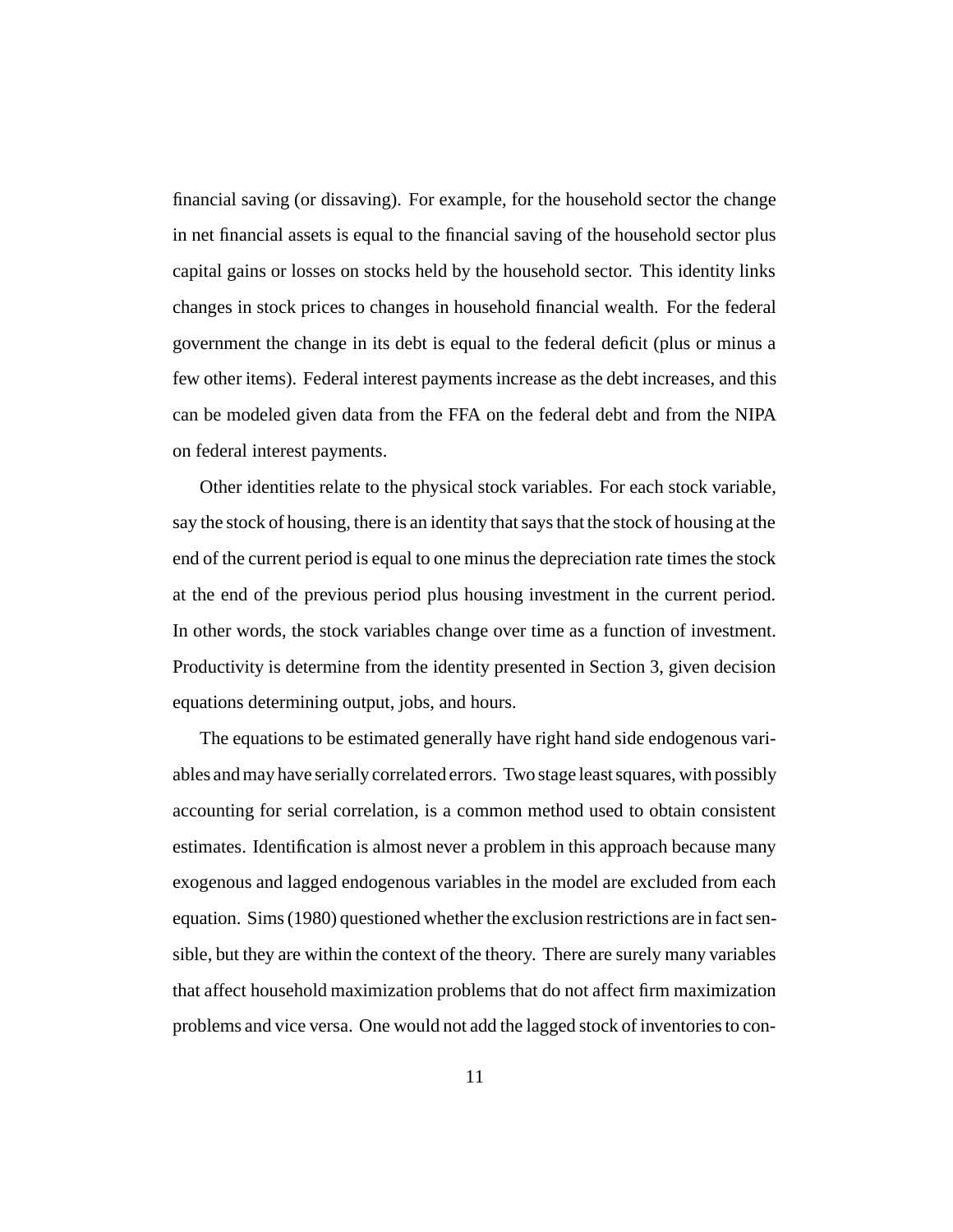financial saving (or dissaving). For example, for the household sector the change in net financial assets is equal to the financial saving of the household sector plus capital gains or losses on stocks held by the household sector. This identity links changes in stock prices to changes in household financial wealth. For the federal government the change in its debt is equal to the federal deficit (plus or minus a few other items). Federal interest payments increase as the debt increases, and this can be modeled given data from the FFA on the federal debt and from the NIPA on federal interest payments.

Other identities relate to the physical stock variables. For each stock variable, say the stock of housing, there is an identity that says that the stock of housing at the end of the current period is equal to one minus the depreciation rate times the stock at the end of the previous period plus housing investment in the current period. In other words, the stock variables change over time as a function of investment. Productivity is determine from the identity presented in Section 3, given decision equations determining output, jobs, and hours.

The equations to be estimated generally have right hand side endogenous variables and may have serially correlated errors. Two stage least squares, with possibly accounting for serial correlation, is a common method used to obtain consistent estimates. Identification is almost never a problem in this approach because many exogenous and lagged endogenous variables in the model are excluded from each equation. Sims (1980) questioned whether the exclusion restrictions are in fact sensible, but they are within the context of the theory. There are surely many variables that affect household maximization problems that do not affect firm maximization problems and vice versa. One would not add the lagged stock of inventories to con-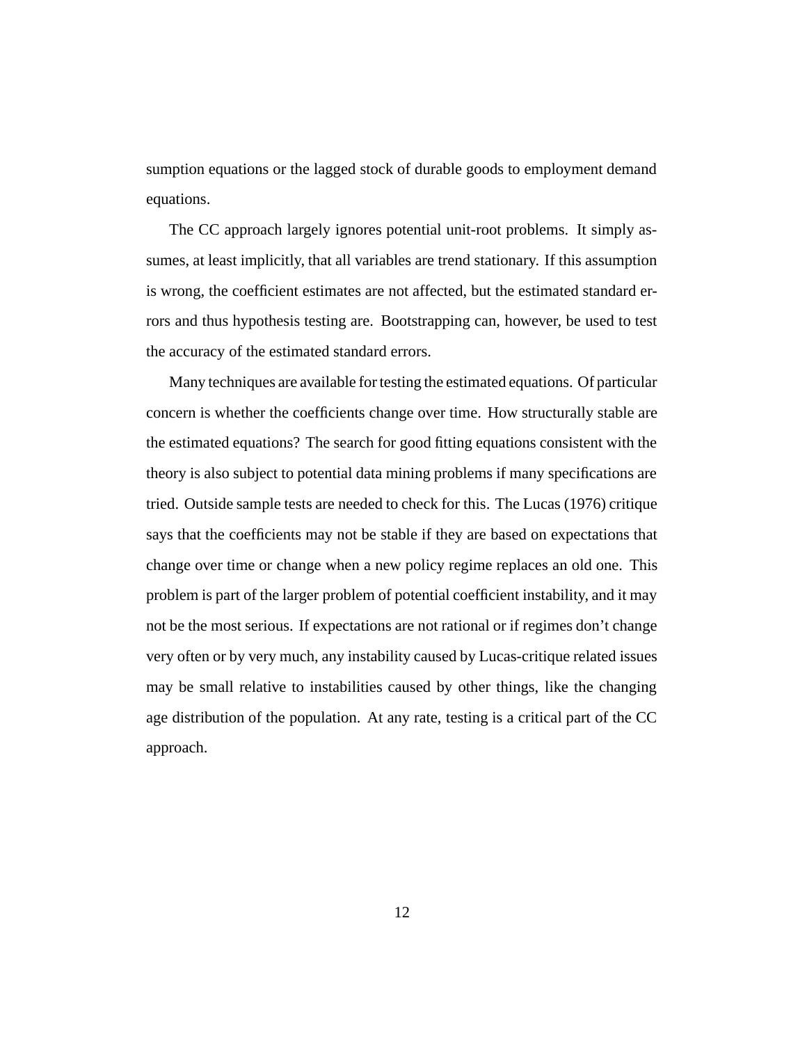sumption equations or the lagged stock of durable goods to employment demand equations.

The CC approach largely ignores potential unit-root problems. It simply assumes, at least implicitly, that all variables are trend stationary. If this assumption is wrong, the coefficient estimates are not affected, but the estimated standard errors and thus hypothesis testing are. Bootstrapping can, however, be used to test the accuracy of the estimated standard errors.

Many techniques are available for testing the estimated equations. Of particular concern is whether the coefficients change over time. How structurally stable are the estimated equations? The search for good fitting equations consistent with the theory is also subject to potential data mining problems if many specifications are tried. Outside sample tests are needed to check for this. The Lucas (1976) critique says that the coefficients may not be stable if they are based on expectations that change over time or change when a new policy regime replaces an old one. This problem is part of the larger problem of potential coefficient instability, and it may not be the most serious. If expectations are not rational or if regimes don't change very often or by very much, any instability caused by Lucas-critique related issues may be small relative to instabilities caused by other things, like the changing age distribution of the population. At any rate, testing is a critical part of the CC approach.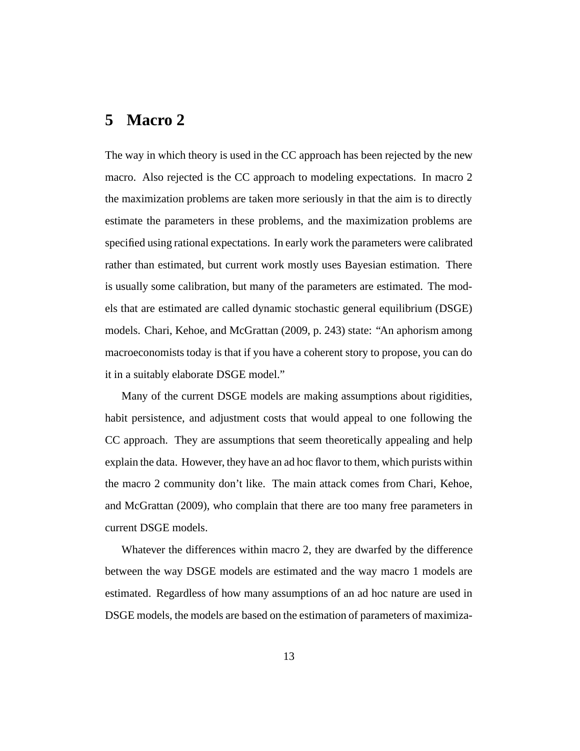# 5 Macro 2

The way in which theory is used in the CC approach has been rejected by the new macro. Also rejected is the CC approach to modeling expectations. In macro 2 the maximization problems are taken more seriously in that the aim is to directly estimate the parameters in these problems, and the maximization problems are specified using rational expectations. In early work the parameters were calibrated rather than estimated, but current work mostly uses Bayesian estimation. There is usually some calibration, but many of the parameters are estimated. The models that are estimated are called dynamic stochastic general equilibrium (DSGE) models. Chari, Kehoe, and McGrattan (2009, p. 243) state: "An aphorism among macroeconomists today is that if you have a coherent story to propose, you can do it in a suitably elaborate DSGE model."

Many of the current DSGE models are making assumptions about rigidities, habit persistence, and adjustment costs that would appeal to one following the CC approach. They are assumptions that seem theoretically appealing and help explain the data. However, they have an ad hoc flavor to them, which purists within the macro 2 community don't like. The main attack comes from Chari, Kehoe, and McGrattan (2009), who complain that there are too many free parameters in current DSGE models.

Whatever the differences within macro 2, they are dwarfed by the difference between the way DSGE models are estimated and the way macro 1 models are estimated. Regardless of how many assumptions of an ad hoc nature are used in DSGE models, the models are based on the estimation of parameters of maximiza-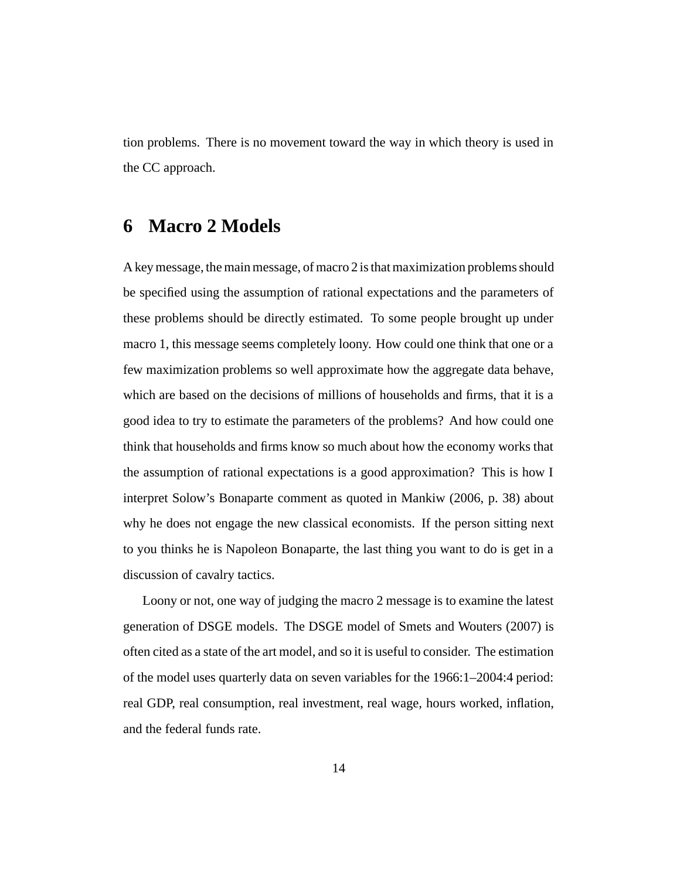tion problems. There is no movement toward the way in which theory is used in the CC approach.

## 6 Macro 2 Models

A key message, the main message, of macro 2 is that maximization problems should be specified using the assumption of rational expectations and the parameters of these problems should be directly estimated. To some people brought up under macro 1, this message seems completely loony. How could one think that one or a few maximization problems so well approximate how the aggregate data behave, which are based on the decisions of millions of households and firms, that it is a good idea to try to estimate the parameters of the problems? And how could one think that households and firms know so much about how the economy works that the assumption of rational expectations is a good approximation? This is how I interpret Solow's Bonaparte comment as quoted in Mankiw (2006, p. 38) about why he does not engage the new classical economists. If the person sitting next to you thinks he is Napoleon Bonaparte, the last thing you want to do is get in a discussion of cavalry tactics.

Loony or not, one way of judging the macro 2 message is to examine the latest generation of DSGE models. The DSGE model of Smets and Wouters (2007) is often cited as a state of the art model, and so it is useful to consider. The estimation of the model uses quarterly data on seven variables for the 1966:1–2004:4 period: real GDP, real consumption, real investment, real wage, hours worked, inflation, and the federal funds rate.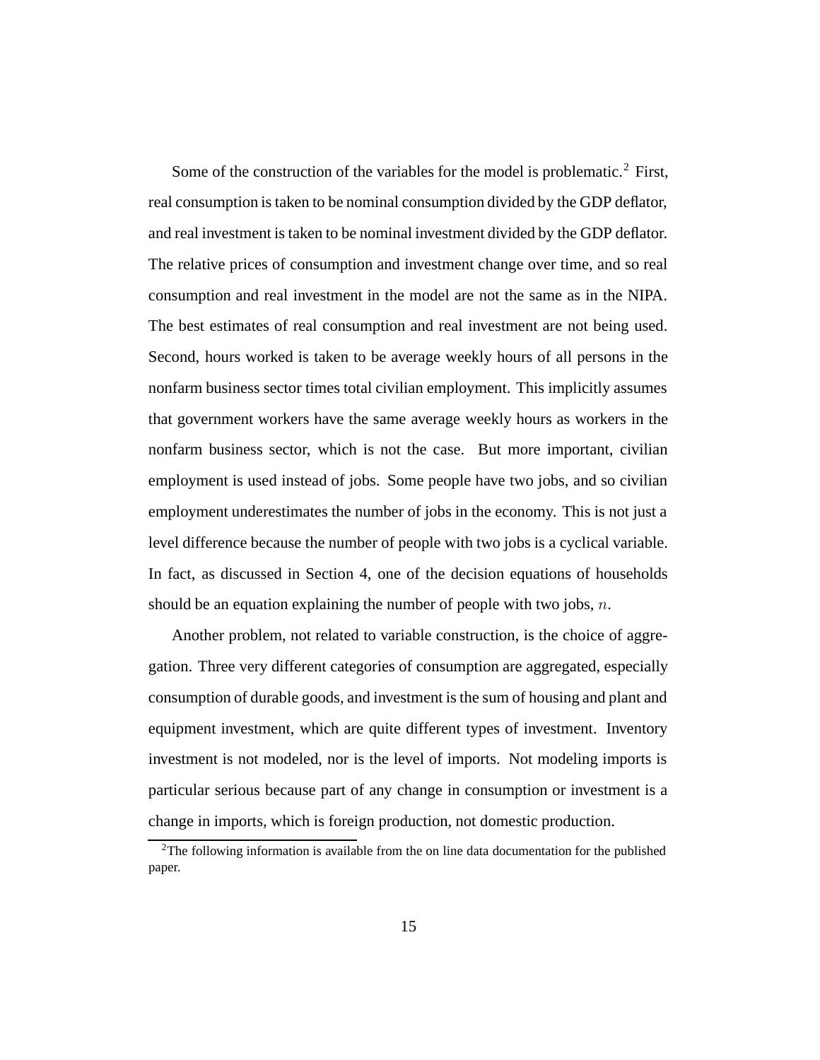Some of the construction of the variables for the model is problematic.[2] First, real consumption is taken to be nominal consumption divided by the GDP deflator, and real investment is taken to be nominal investment divided by the GDP deflator. The relative prices of consumption and investment change over time, and so real consumption and real investment in the model are not the same as in the NIPA. The best estimates of real consumption and real investment are not being used. Second, hours worked is taken to be average weekly hours of all persons in the nonfarm business sector times total civilian employment. This implicitly assumes that government workers have the same average weekly hours as workers in the nonfarm business sector, which is not the case. But more important, civilian employment is used instead of jobs. Some people have two jobs, and so civilian employment underestimates the number of jobs in the economy. This is not just a level difference because the number of people with two jobs is a cyclical variable. In fact, as discussed in Section 4, one of the decision equations of households should be an equation explaining the number of people with two jobs, $n$.

Another problem, not related to variable construction, is the choice of aggregation. Three very different categories of consumption are aggregated, especially consumption of durable goods, and investment is the sum of housing and plant and equipment investment, which are quite different types of investment. Inventory investment is not modeled, nor is the level of imports. Not modeling imports is particular serious because part of any change in consumption or investment is a change in imports, which is foreign production, not domestic production.

[2]The following information is available from the on line data documentation for the published paper.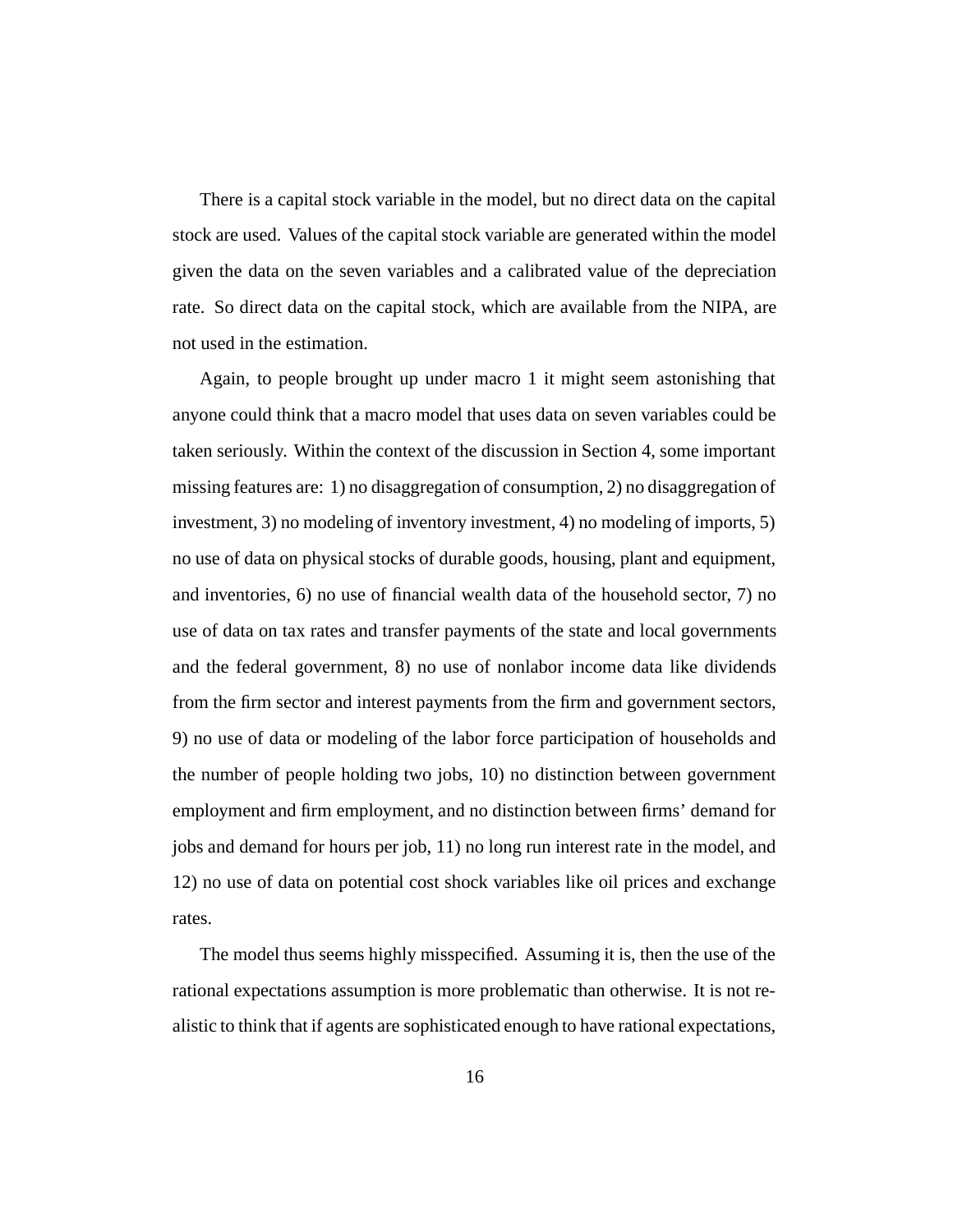There is a capital stock variable in the model, but no direct data on the capital stock are used. Values of the capital stock variable are generated within the model given the data on the seven variables and a calibrated value of the depreciation rate. So direct data on the capital stock, which are available from the NIPA, are not used in the estimation.

Again, to people brought up under macro 1 it might seem astonishing that anyone could think that a macro model that uses data on seven variables could be taken seriously. Within the context of the discussion in Section 4, some important missing features are: 1) no disaggregation of consumption, 2) no disaggregation of investment, 3) no modeling of inventory investment, 4) no modeling of imports, 5) no use of data on physical stocks of durable goods, housing, plant and equipment, and inventories, 6) no use of financial wealth data of the household sector, 7) no use of data on tax rates and transfer payments of the state and local governments and the federal government, 8) no use of nonlabor income data like dividends from the firm sector and interest payments from the firm and government sectors, 9) no use of data or modeling of the labor force participation of households and the number of people holding two jobs, 10) no distinction between government employment and firm employment, and no distinction between firms' demand for jobs and demand for hours per job, 11) no long run interest rate in the model, and 12) no use of data on potential cost shock variables like oil prices and exchange rates.

The model thus seems highly misspecified. Assuming it is, then the use of the rational expectations assumption is more problematic than otherwise. It is not realistic to think that if agents are sophisticated enough to have rational expectations,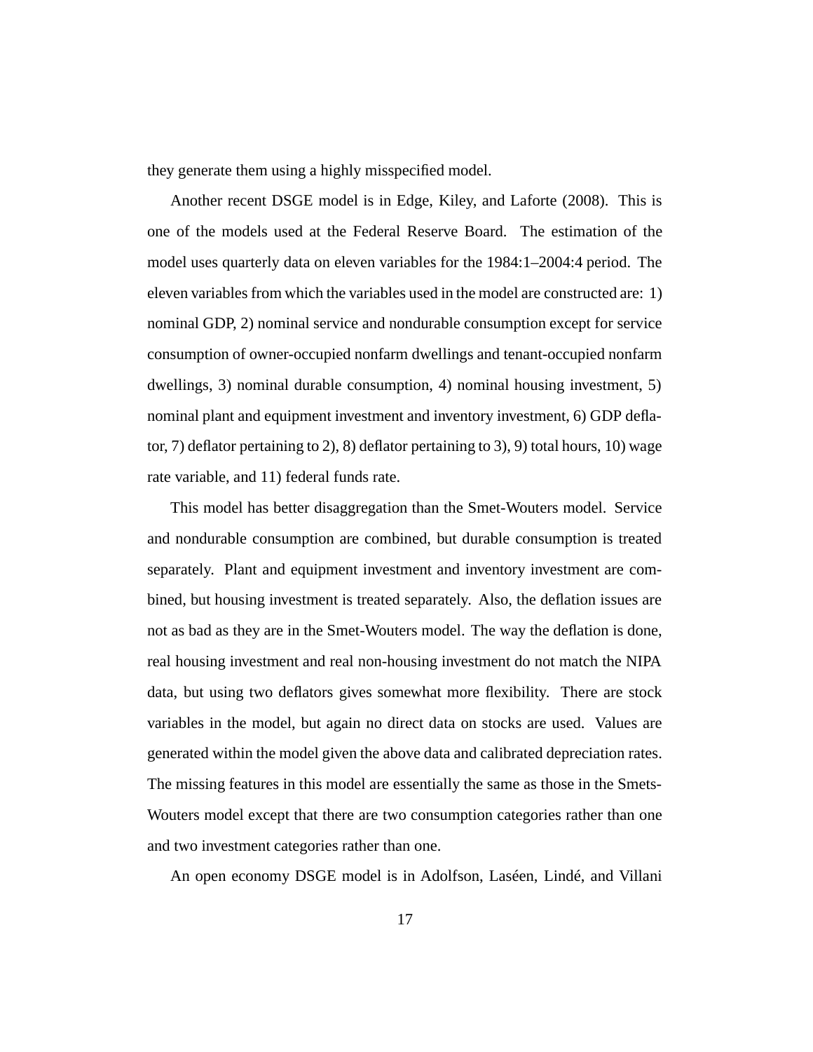they generate them using a highly misspecified model.

Another recent DSGE model is in Edge, Kiley, and Laforte (2008). This is one of the models used at the Federal Reserve Board. The estimation of the model uses quarterly data on eleven variables for the 1984:1–2004:4 period. The eleven variables from which the variables used in the model are constructed are: 1) nominal GDP, 2) nominal service and nondurable consumption except for service consumption of owner-occupied nonfarm dwellings and tenant-occupied nonfarm dwellings, 3) nominal durable consumption, 4) nominal housing investment, 5) nominal plant and equipment investment and inventory investment, 6) GDP deflator, 7) deflator pertaining to 2), 8) deflator pertaining to 3), 9) total hours, 10) wage rate variable, and 11) federal funds rate.

This model has better disaggregation than the Smet-Wouters model. Service and nondurable consumption are combined, but durable consumption is treated separately. Plant and equipment investment and inventory investment are combined, but housing investment is treated separately. Also, the deflation issues are not as bad as they are in the Smet-Wouters model. The way the deflation is done, real housing investment and real non-housing investment do not match the NIPA data, but using two deflators gives somewhat more flexibility. There are stock variables in the model, but again no direct data on stocks are used. Values are generated within the model given the above data and calibrated depreciation rates. The missing features in this model are essentially the same as those in the Smets-Wouters model except that there are two consumption categories rather than one and two investment categories rather than one.

An open economy DSGE model is in Adolfson, Laséen, Lindé, and Villani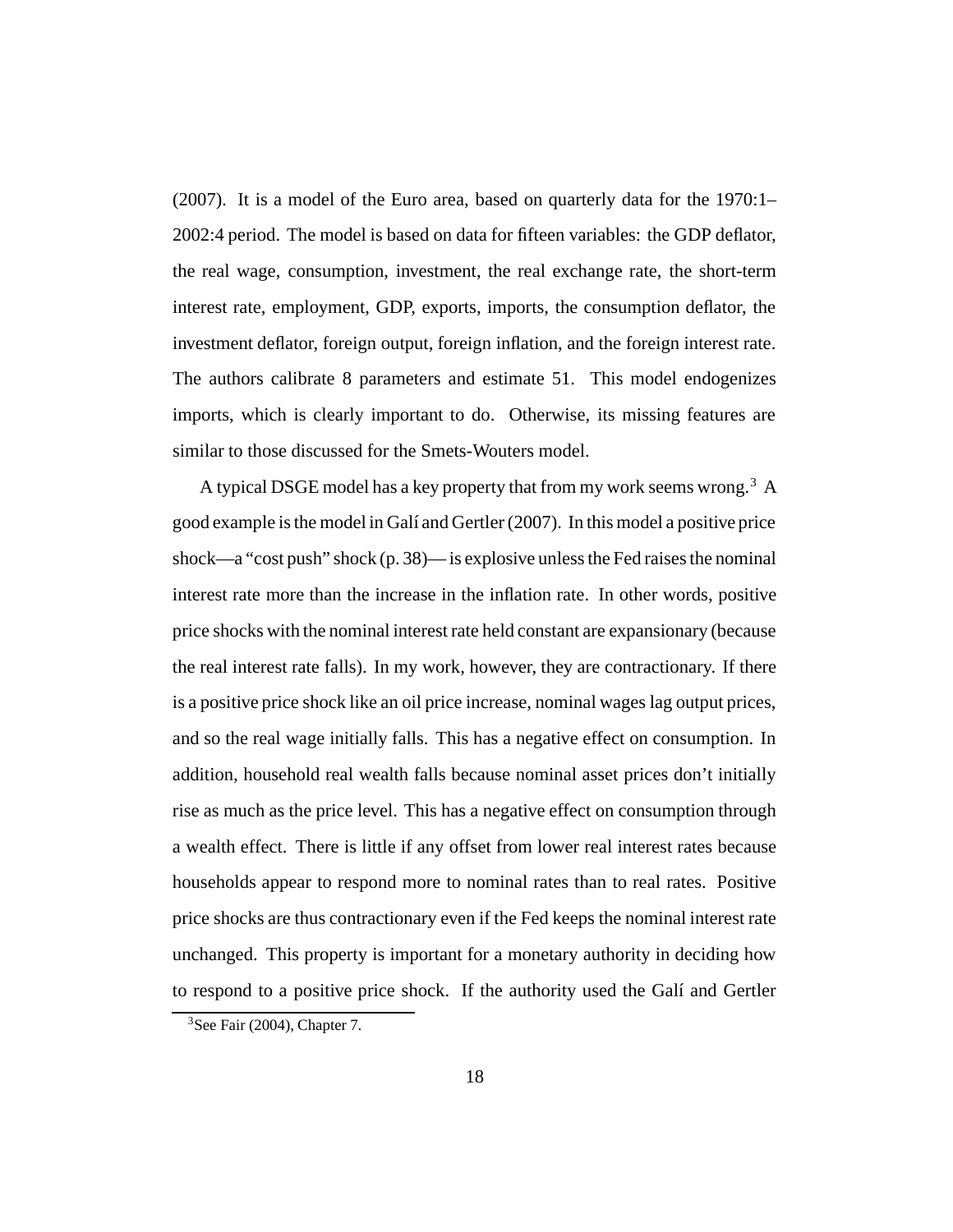(2007). It is a model of the Euro area, based on quarterly data for the 1970:1–2002:4 period. The model is based on data for fifteen variables: the GDP deflator, the real wage, consumption, investment, the real exchange rate, the short-term interest rate, employment, GDP, exports, imports, the consumption deflator, the investment deflator, foreign output, foreign inflation, and the foreign interest rate. The authors calibrate 8 parameters and estimate 51. This model endogenizes imports, which is clearly important to do. Otherwise, its missing features are similar to those discussed for the Smets-Wouters model.

A typical DSGE model has a key property that from my work seems wrong.[3] A good example is the model in Galí and Gertler (2007). In this model a positive price shock—a "cost push" shock (p. 38)— is explosive unless the Fed raises the nominal interest rate more than the increase in the inflation rate. In other words, positive price shocks with the nominal interest rate held constant are expansionary (because the real interest rate falls). In my work, however, they are contractionary. If there is a positive price shock like an oil price increase, nominal wages lag output prices, and so the real wage initially falls. This has a negative effect on consumption. In addition, household real wealth falls because nominal asset prices don't initially rise as much as the price level. This has a negative effect on consumption through a wealth effect. There is little if any offset from lower real interest rates because households appear to respond more to nominal rates than to real rates. Positive price shocks are thus contractionary even if the Fed keeps the nominal interest rate unchanged. This property is important for a monetary authority in deciding how to respond to a positive price shock. If the authority used the Galí and Gertler

[3] See Fair (2004), Chapter 7.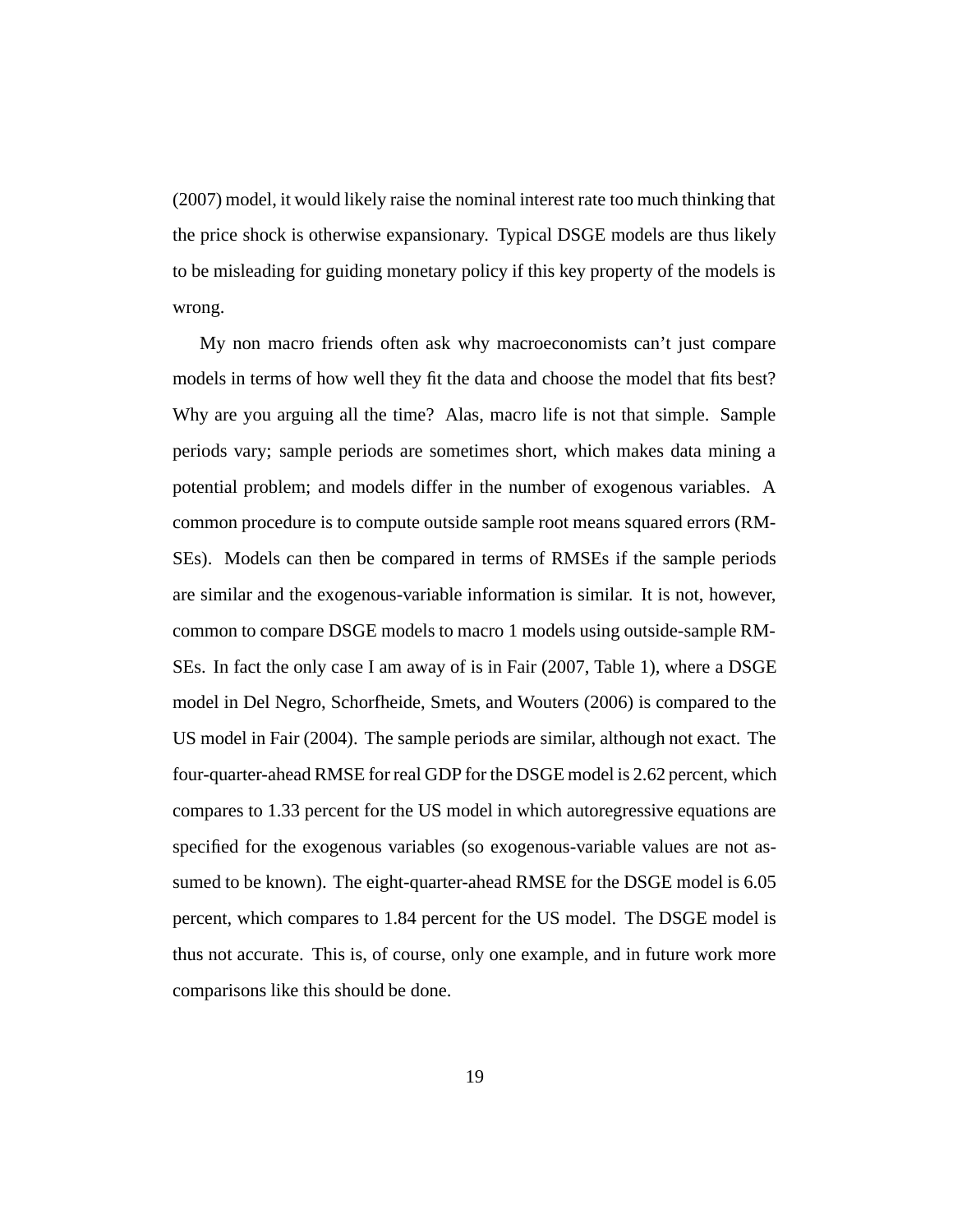(2007) model, it would likely raise the nominal interest rate too much thinking that the price shock is otherwise expansionary. Typical DSGE models are thus likely to be misleading for guiding monetary policy if this key property of the models is wrong.

My non macro friends often ask why macroeconomists can't just compare models in terms of how well they fit the data and choose the model that fits best? Why are you arguing all the time? Alas, macro life is not that simple. Sample periods vary; sample periods are sometimes short, which makes data mining a potential problem; and models differ in the number of exogenous variables. A common procedure is to compute outside sample root means squared errors (RMSEs). Models can then be compared in terms of RMSEs if the sample periods are similar and the exogenous-variable information is similar. It is not, however, common to compare DSGE models to macro 1 models using outside-sample RMSEs. In fact the only case I am away of is in Fair (2007, Table 1), where a DSGE model in Del Negro, Schorfheide, Smets, and Wouters (2006) is compared to the US model in Fair (2004). The sample periods are similar, although not exact. The four-quarter-ahead RMSE for real GDP for the DSGE model is 2.62 percent, which compares to 1.33 percent for the US model in which autoregressive equations are specified for the exogenous variables (so exogenous-variable values are not assumed to be known). The eight-quarter-ahead RMSE for the DSGE model is 6.05 percent, which compares to 1.84 percent for the US model. The DSGE model is thus not accurate. This is, of course, only one example, and in future work more comparisons like this should be done.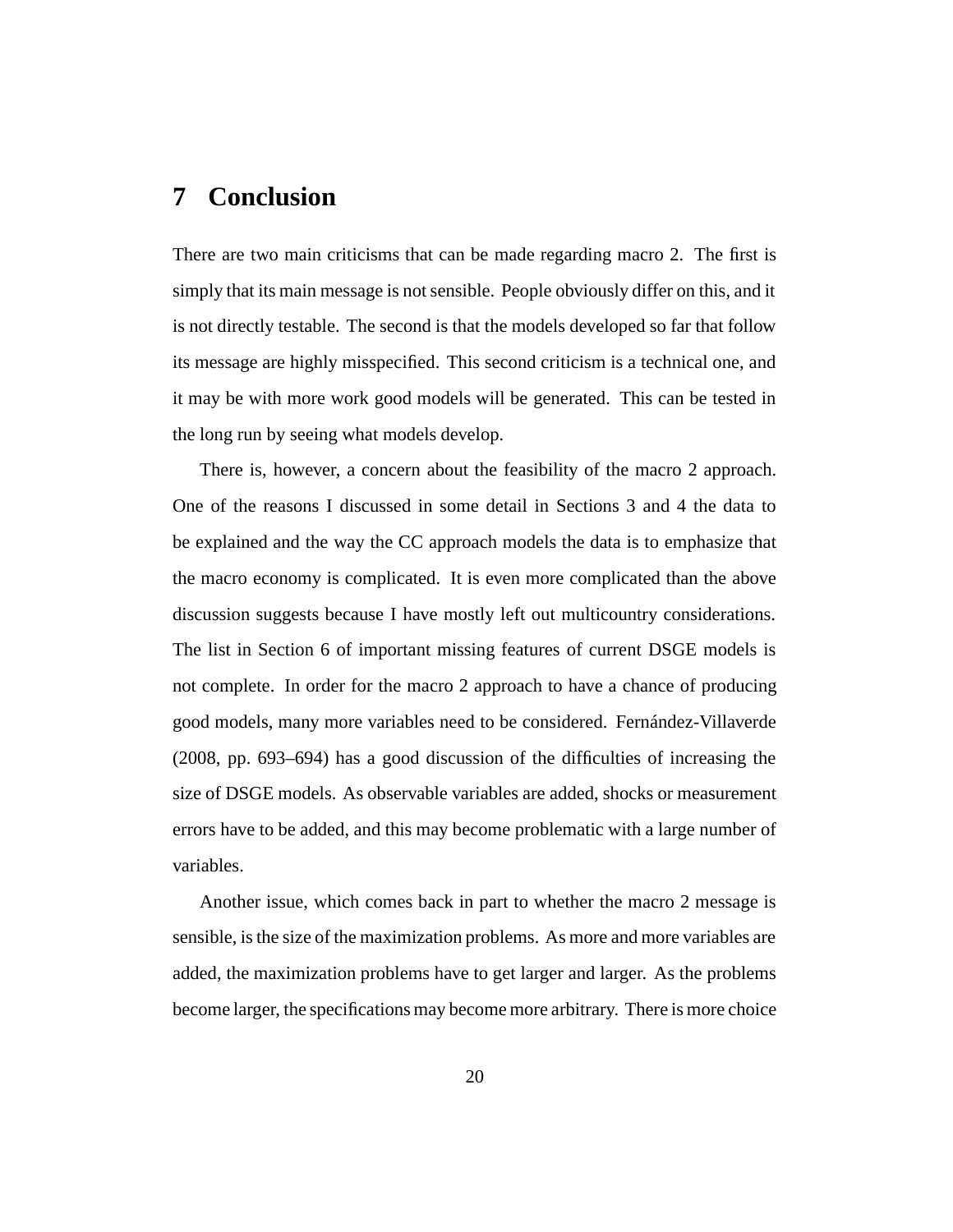# 7 Conclusion

There are two main criticisms that can be made regarding macro 2. The first is simply that its main message is not sensible. People obviously differ on this, and it is not directly testable. The second is that the models developed so far that follow its message are highly misspecified. This second criticism is a technical one, and it may be with more work good models will be generated. This can be tested in the long run by seeing what models develop.

There is, however, a concern about the feasibility of the macro 2 approach. One of the reasons I discussed in some detail in Sections 3 and 4 the data to be explained and the way the CC approach models the data is to emphasize that the macro economy is complicated. It is even more complicated than the above discussion suggests because I have mostly left out multicountry considerations. The list in Section 6 of important missing features of current DSGE models is not complete. In order for the macro 2 approach to have a chance of producing good models, many more variables need to be considered. Fernández-Villaverde (2008, pp. 693–694) has a good discussion of the difficulties of increasing the size of DSGE models. As observable variables are added, shocks or measurement errors have to be added, and this may become problematic with a large number of variables.

Another issue, which comes back in part to whether the macro 2 message is sensible, is the size of the maximization problems. As more and more variables are added, the maximization problems have to get larger and larger. As the problems become larger, the specifications may become more arbitrary. There is more choice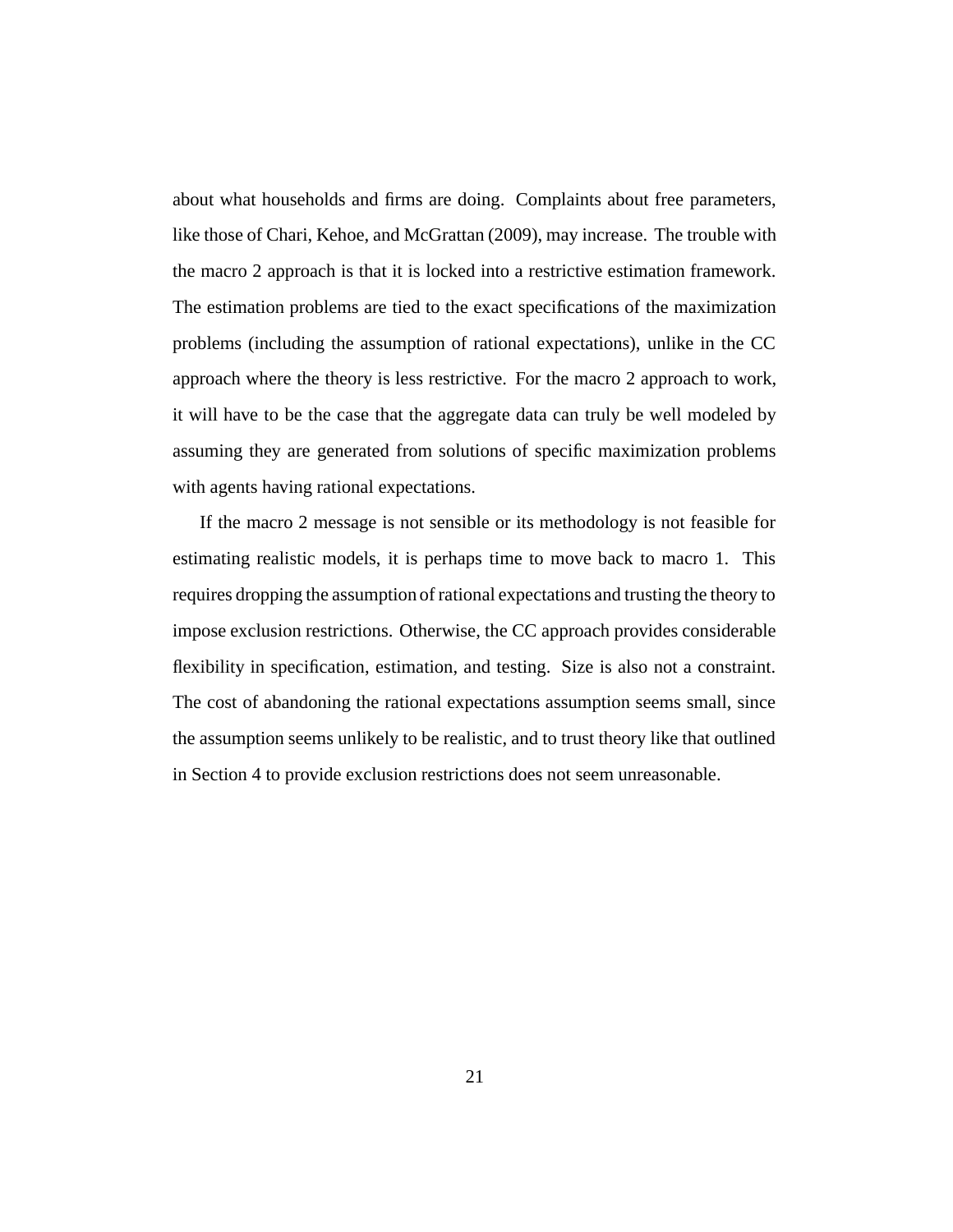about what households and firms are doing. Complaints about free parameters, like those of Chari, Kehoe, and McGrattan (2009), may increase. The trouble with the macro 2 approach is that it is locked into a restrictive estimation framework. The estimation problems are tied to the exact specifications of the maximization problems (including the assumption of rational expectations), unlike in the CC approach where the theory is less restrictive. For the macro 2 approach to work, it will have to be the case that the aggregate data can truly be well modeled by assuming they are generated from solutions of specific maximization problems with agents having rational expectations.

If the macro 2 message is not sensible or its methodology is not feasible for estimating realistic models, it is perhaps time to move back to macro 1. This requires dropping the assumption of rational expectations and trusting the theory to impose exclusion restrictions. Otherwise, the CC approach provides considerable flexibility in specification, estimation, and testing. Size is also not a constraint. The cost of abandoning the rational expectations assumption seems small, since the assumption seems unlikely to be realistic, and to trust theory like that outlined in Section 4 to provide exclusion restrictions does not seem unreasonable.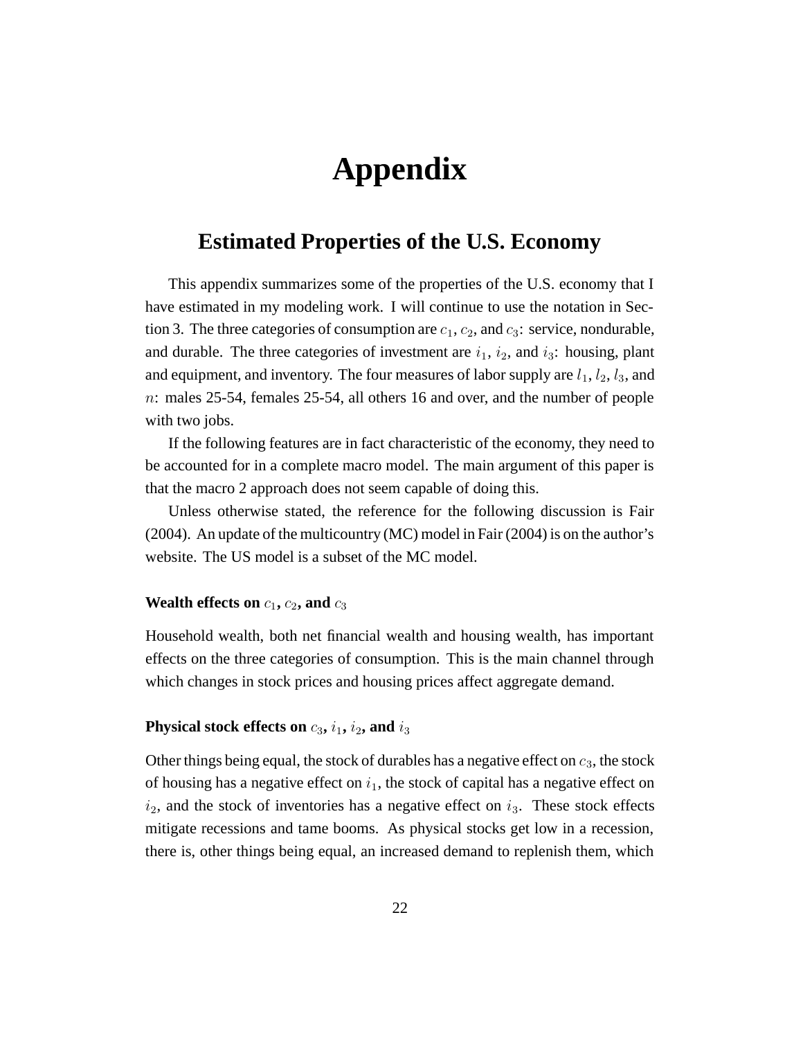# Appendix

## Estimated Properties of the U.S. Economy

This appendix summarizes some of the properties of the U.S. economy that I have estimated in my modeling work. I will continue to use the notation in Section 3. The three categories of consumption are $c_1$, $c_2$, and $c_3$: service, nondurable, and durable. The three categories of investment are $i_1$, $i_2$, and $i_3$: housing, plant and equipment, and inventory. The four measures of labor supply are $l_1$, $l_2$, $l_3$, and $n$: males 25-54, females 25-54, all others 16 and over, and the number of people with two jobs.

If the following features are in fact characteristic of the economy, they need to be accounted for in a complete macro model. The main argument of this paper is that the macro 2 approach does not seem capable of doing this.

Unless otherwise stated, the reference for the following discussion is Fair (2004). An update of the multicountry (MC) model in Fair (2004) is on the author's website. The US model is a subset of the MC model.

### Wealth effects on $c_1$, $c_2$, and $c_3$

Household wealth, both net financial wealth and housing wealth, has important effects on the three categories of consumption. This is the main channel through which changes in stock prices and housing prices affect aggregate demand.

### Physical stock effects on $c_3$, $i_1$, $i_2$, and $i_3$

Other things being equal, the stock of durables has a negative effect on $c_3$, the stock of housing has a negative effect on $i_1$, the stock of capital has a negative effect on $i_2$, and the stock of inventories has a negative effect on $i_3$. These stock effects mitigate recessions and tame booms. As physical stocks get low in a recession, there is, other things being equal, an increased demand to replenish them, which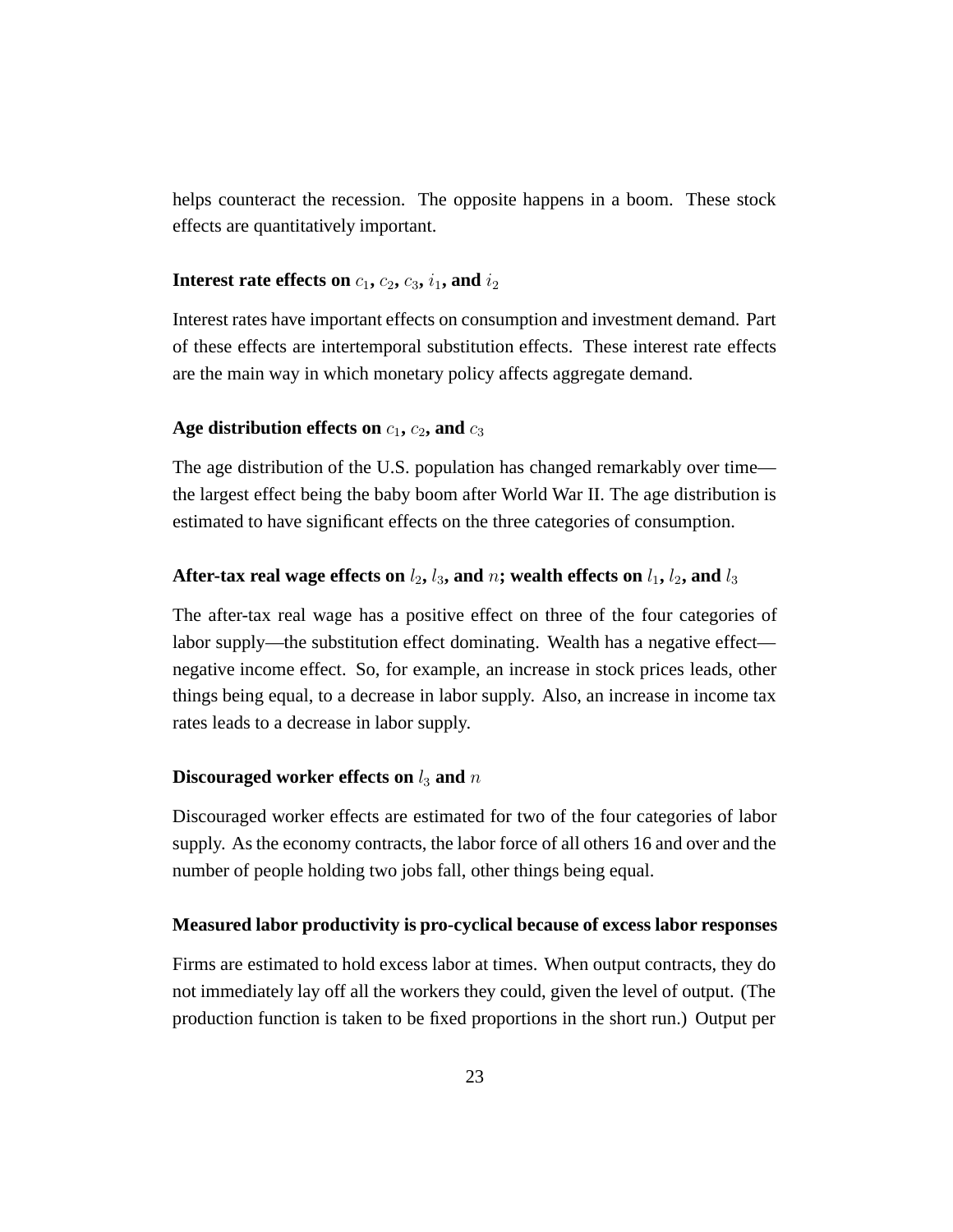helps counteract the recession. The opposite happens in a boom. These stock effects are quantitatively important.

**Interest rate effects on $c_1$, $c_2$, $c_3$, $i_1$, and $i_2$**

Interest rates have important effects on consumption and investment demand. Part of these effects are intertemporal substitution effects. These interest rate effects are the main way in which monetary policy affects aggregate demand.

**Age distribution effects on $c_1$, $c_2$, and $c_3$**

The age distribution of the U.S. population has changed remarkably over time—the largest effect being the baby boom after World War II. The age distribution is estimated to have significant effects on the three categories of consumption.

**After-tax real wage effects on $l_2$, $l_3$, and $n$; wealth effects on $l_1$, $l_2$, and $l_3$**

The after-tax real wage has a positive effect on three of the four categories of labor supply—the substitution effect dominating. Wealth has a negative effect—negative income effect. So, for example, an increase in stock prices leads, other things being equal, to a decrease in labor supply. Also, an increase in income tax rates leads to a decrease in labor supply.

**Discouraged worker effects on $l_3$ and $n$**

Discouraged worker effects are estimated for two of the four categories of labor supply. As the economy contracts, the labor force of all others 16 and over and the number of people holding two jobs fall, other things being equal.

**Measured labor productivity is pro-cyclical because of excess labor responses**

Firms are estimated to hold excess labor at times. When output contracts, they do not immediately lay off all the workers they could, given the level of output. (The production function is taken to be fixed proportions in the short run.) Output per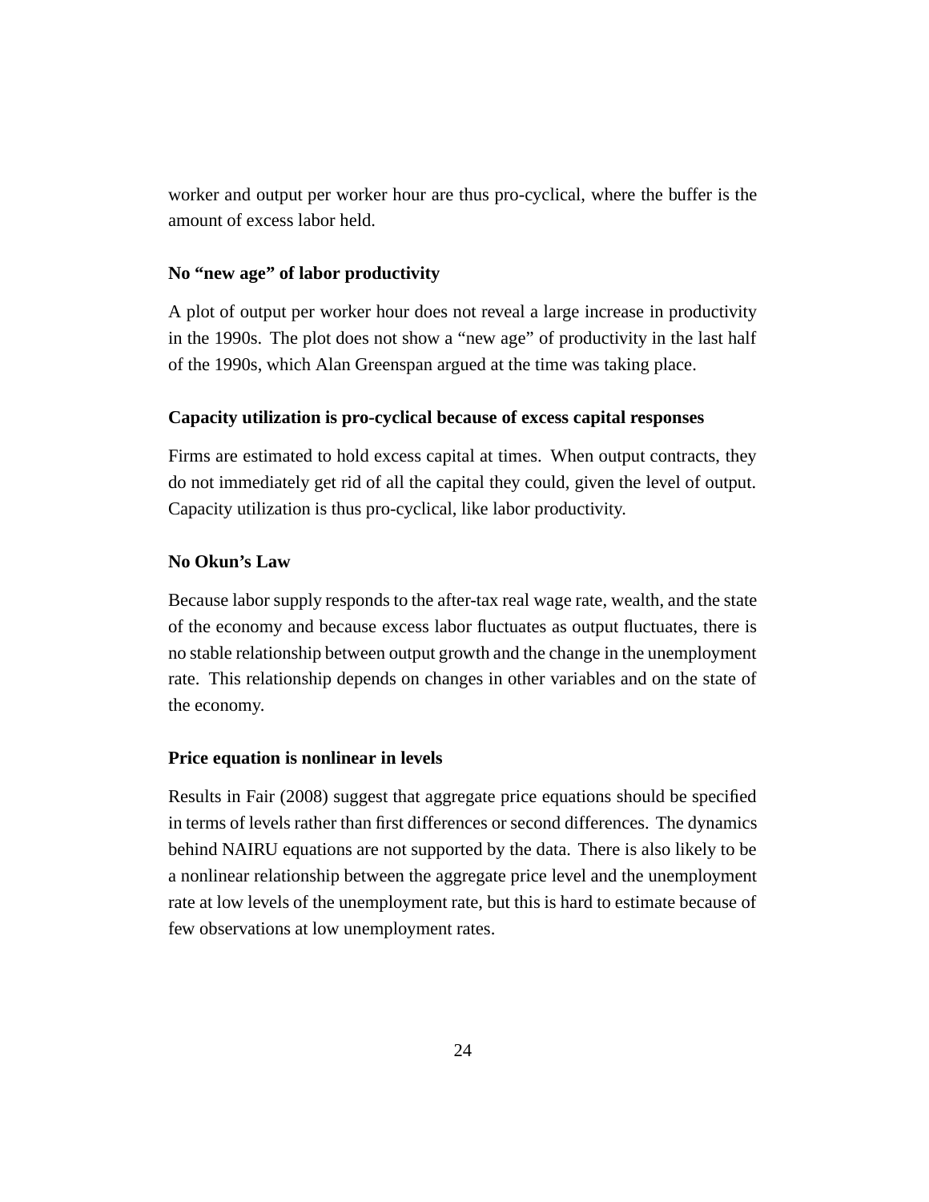worker and output per worker hour are thus pro-cyclical, where the buffer is the amount of excess labor held.

**No “new age” of labor productivity**

A plot of output per worker hour does not reveal a large increase in productivity in the 1990s. The plot does not show a “new age” of productivity in the last half of the 1990s, which Alan Greenspan argued at the time was taking place.

**Capacity utilization is pro-cyclical because of excess capital responses**

Firms are estimated to hold excess capital at times. When output contracts, they do not immediately get rid of all the capital they could, given the level of output. Capacity utilization is thus pro-cyclical, like labor productivity.

**No Okun’s Law**

Because labor supply responds to the after-tax real wage rate, wealth, and the state of the economy and because excess labor fluctuates as output fluctuates, there is no stable relationship between output growth and the change in the unemployment rate. This relationship depends on changes in other variables and on the state of the economy.

**Price equation is nonlinear in levels**

Results in Fair (2008) suggest that aggregate price equations should be specified in terms of levels rather than first differences or second differences. The dynamics behind NAIRU equations are not supported by the data. There is also likely to be a nonlinear relationship between the aggregate price level and the unemployment rate at low levels of the unemployment rate, but this is hard to estimate because of few observations at low unemployment rates.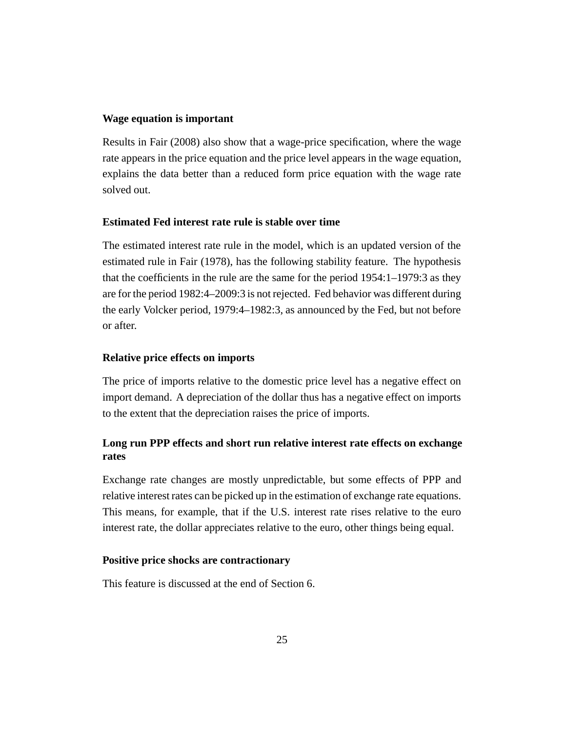**Wage equation is important**

Results in Fair (2008) also show that a wage-price specification, where the wage rate appears in the price equation and the price level appears in the wage equation, explains the data better than a reduced form price equation with the wage rate solved out.

**Estimated Fed interest rate rule is stable over time**

The estimated interest rate rule in the model, which is an updated version of the estimated rule in Fair (1978), has the following stability feature. The hypothesis that the coefficients in the rule are the same for the period 1954:1–1979:3 as they are for the period 1982:4–2009:3 is not rejected. Fed behavior was different during the early Volcker period, 1979:4–1982:3, as announced by the Fed, but not before or after.

**Relative price effects on imports**

The price of imports relative to the domestic price level has a negative effect on import demand. A depreciation of the dollar thus has a negative effect on imports to the extent that the depreciation raises the price of imports.

**Long run PPP effects and short run relative interest rate effects on exchange rates**

Exchange rate changes are mostly unpredictable, but some effects of PPP and relative interest rates can be picked up in the estimation of exchange rate equations. This means, for example, that if the U.S. interest rate rises relative to the euro interest rate, the dollar appreciates relative to the euro, other things being equal.

**Positive price shocks are contractionary**

This feature is discussed at the end of Section 6.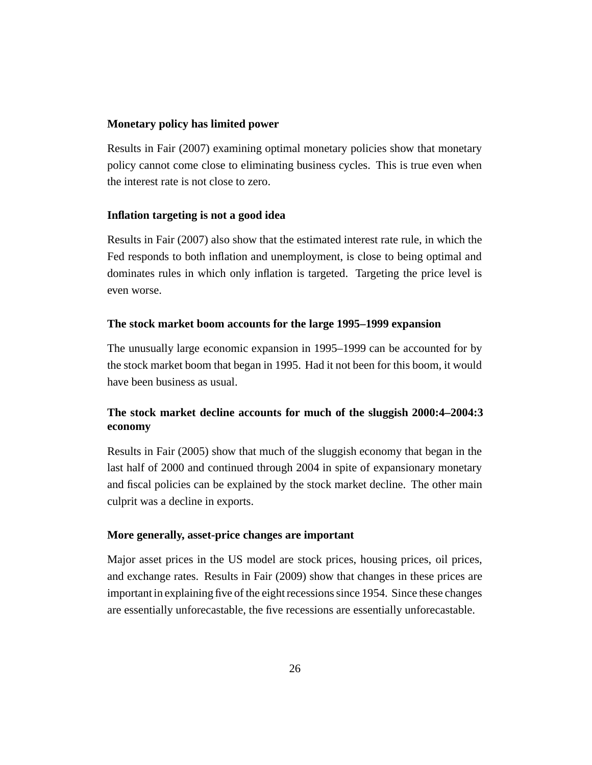**Monetary policy has limited power**

Results in Fair (2007) examining optimal monetary policies show that monetary policy cannot come close to eliminating business cycles. This is true even when the interest rate is not close to zero.

**Inflation targeting is not a good idea**

Results in Fair (2007) also show that the estimated interest rate rule, in which the Fed responds to both inflation and unemployment, is close to being optimal and dominates rules in which only inflation is targeted. Targeting the price level is even worse.

**The stock market boom accounts for the large 1995–1999 expansion**

The unusually large economic expansion in 1995–1999 can be accounted for by the stock market boom that began in 1995. Had it not been for this boom, it would have been business as usual.

**The stock market decline accounts for much of the sluggish 2000:4–2004:3 economy**

Results in Fair (2005) show that much of the sluggish economy that began in the last half of 2000 and continued through 2004 in spite of expansionary monetary and fiscal policies can be explained by the stock market decline. The other main culprit was a decline in exports.

**More generally, asset-price changes are important**

Major asset prices in the US model are stock prices, housing prices, oil prices, and exchange rates. Results in Fair (2009) show that changes in these prices are important in explaining five of the eight recessions since 1954. Since these changes are essentially unforecastable, the five recessions are essentially unforecastable.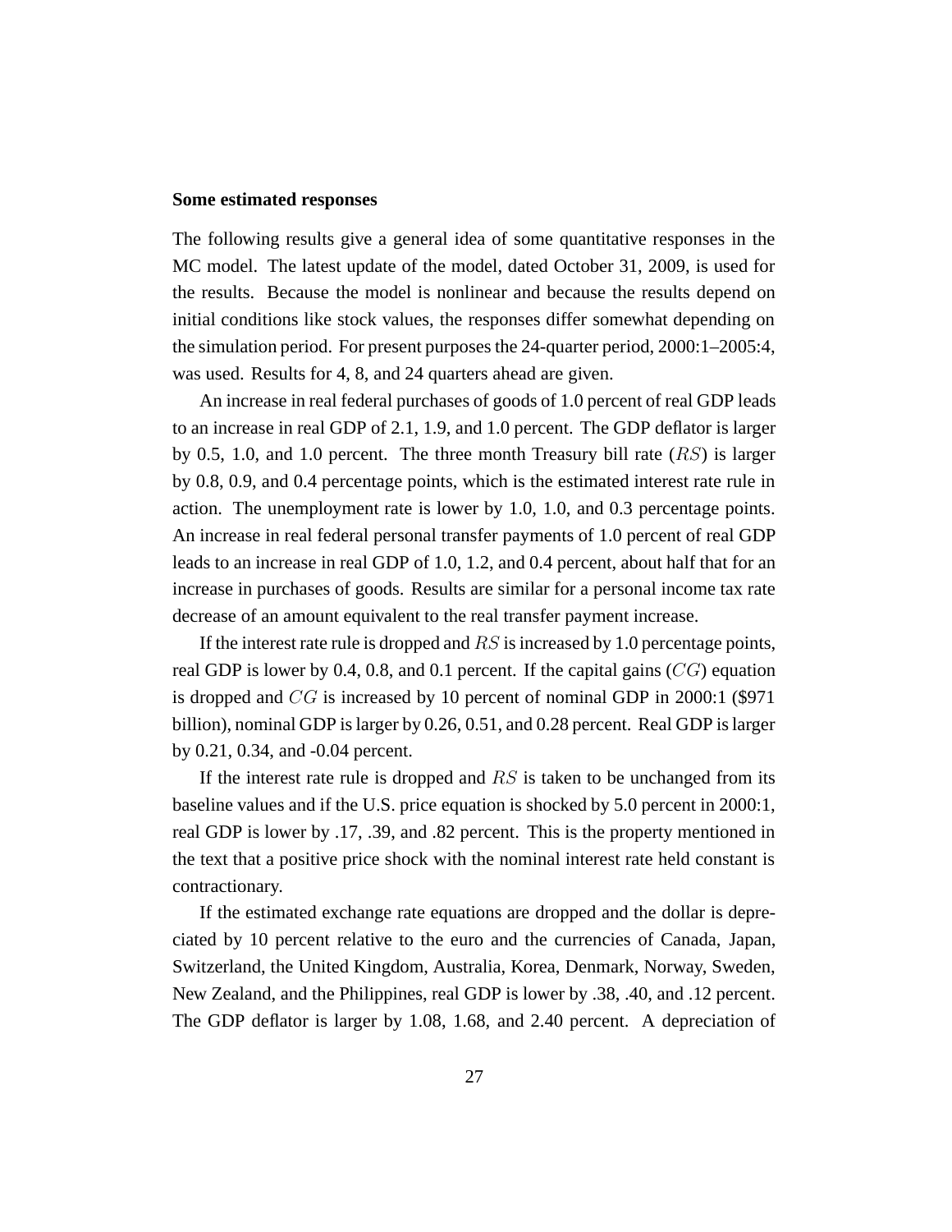**Some estimated responses**

The following results give a general idea of some quantitative responses in the MC model. The latest update of the model, dated October 31, 2009, is used for the results. Because the model is nonlinear and because the results depend on initial conditions like stock values, the responses differ somewhat depending on the simulation period. For present purposes the 24-quarter period, 2000:1–2005:4, was used. Results for 4, 8, and 24 quarters ahead are given.

An increase in real federal purchases of goods of 1.0 percent of real GDP leads to an increase in real GDP of 2.1, 1.9, and 1.0 percent. The GDP deflator is larger by 0.5, 1.0, and 1.0 percent. The three month Treasury bill rate ($RS$) is larger by 0.8, 0.9, and 0.4 percentage points, which is the estimated interest rate rule in action. The unemployment rate is lower by 1.0, 1.0, and 0.3 percentage points. An increase in real federal personal transfer payments of 1.0 percent of real GDP leads to an increase in real GDP of 1.0, 1.2, and 0.4 percent, about half that for an increase in purchases of goods. Results are similar for a personal income tax rate decrease of an amount equivalent to the real transfer payment increase.

If the interest rate rule is dropped and $RS$ is increased by 1.0 percentage points, real GDP is lower by 0.4, 0.8, and 0.1 percent. If the capital gains ($CG$) equation is dropped and $CG$ is increased by 10 percent of nominal GDP in 2000:1 ($971 billion), nominal GDP is larger by 0.26, 0.51, and 0.28 percent. Real GDP is larger by 0.21, 0.34, and -0.04 percent.

If the interest rate rule is dropped and $RS$ is taken to be unchanged from its baseline values and if the U.S. price equation is shocked by 5.0 percent in 2000:1, real GDP is lower by .17, .39, and .82 percent. This is the property mentioned in the text that a positive price shock with the nominal interest rate held constant is contractionary.

If the estimated exchange rate equations are dropped and the dollar is depreciated by 10 percent relative to the euro and the currencies of Canada, Japan, Switzerland, the United Kingdom, Australia, Korea, Denmark, Norway, Sweden, New Zealand, and the Philippines, real GDP is lower by .38, .40, and .12 percent. The GDP deflator is larger by 1.08, 1.68, and 2.40 percent. A depreciation of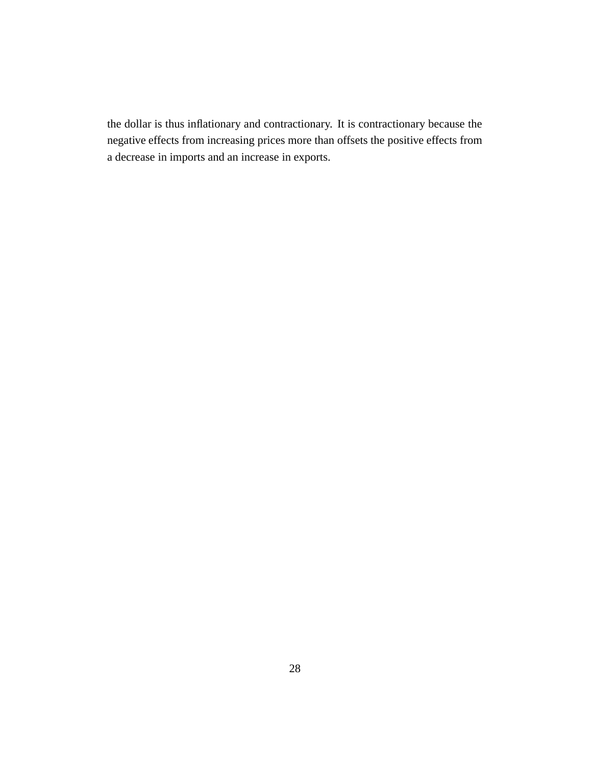the dollar is thus inflationary and contractionary. It is contractionary because the negative effects from increasing prices more than offsets the positive effects from a decrease in imports and an increase in exports.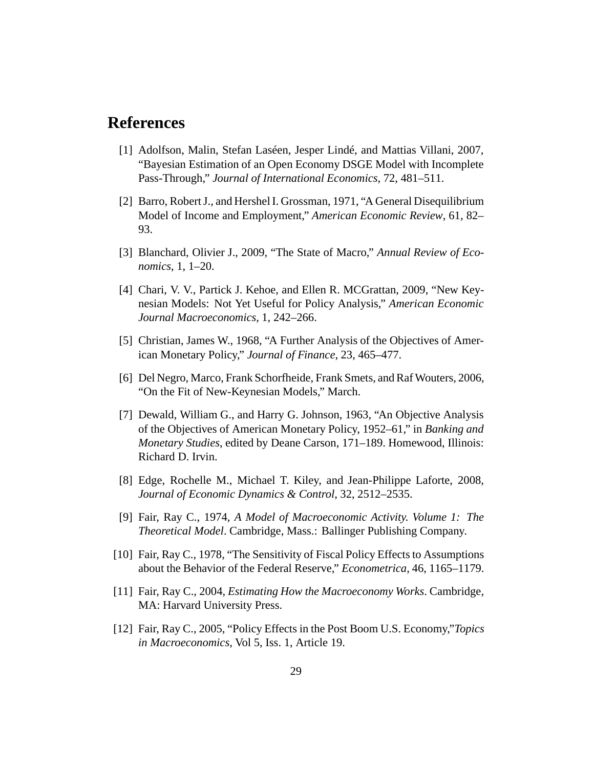# References

[1] Adolfson, Malin, Stefan Laséen, Jesper Lindé, and Mattias Villani, 2007, "Bayesian Estimation of an Open Economy DSGE Model with Incomplete Pass-Through," *Journal of International Economics*, 72, 481–511.

[2] Barro, Robert J., and Hershel I. Grossman, 1971, "A General Disequilibrium Model of Income and Employment," *American Economic Review*, 61, 82–93.

[3] Blanchard, Olivier J., 2009, "The State of Macro," *Annual Review of Economics*, 1, 1–20.

[4] Chari, V. V., Partick J. Kehoe, and Ellen R. MCGrattan, 2009, "New Keynesian Models: Not Yet Useful for Policy Analysis," *American Economic Journal Macroeconomics*, 1, 242–266.

[5] Christian, James W., 1968, "A Further Analysis of the Objectives of American Monetary Policy," *Journal of Finance*, 23, 465–477.

[6] Del Negro, Marco, Frank Schorfheide, Frank Smets, and Raf Wouters, 2006, "On the Fit of New-Keynesian Models," March.

[7] Dewald, William G., and Harry G. Johnson, 1963, "An Objective Analysis of the Objectives of American Monetary Policy, 1952–61," in *Banking and Monetary Studies*, edited by Deane Carson, 171–189. Homewood, Illinois: Richard D. Irvin.

[8] Edge, Rochelle M., Michael T. Kiley, and Jean-Philippe Laforte, 2008, *Journal of Economic Dynamics & Control*, 32, 2512–2535.

[9] Fair, Ray C., 1974, *A Model of Macroeconomic Activity. Volume 1: The Theoretical Model*. Cambridge, Mass.: Ballinger Publishing Company.

[10] Fair, Ray C., 1978, "The Sensitivity of Fiscal Policy Effects to Assumptions about the Behavior of the Federal Reserve," *Econometrica*, 46, 1165–1179.

[11] Fair, Ray C., 2004, *Estimating How the Macroeconomy Works*. Cambridge, MA: Harvard University Press.

[12] Fair, Ray C., 2005, "Policy Effects in the Post Boom U.S. Economy,"*Topics in Macroeconomics*, Vol 5, Iss. 1, Article 19.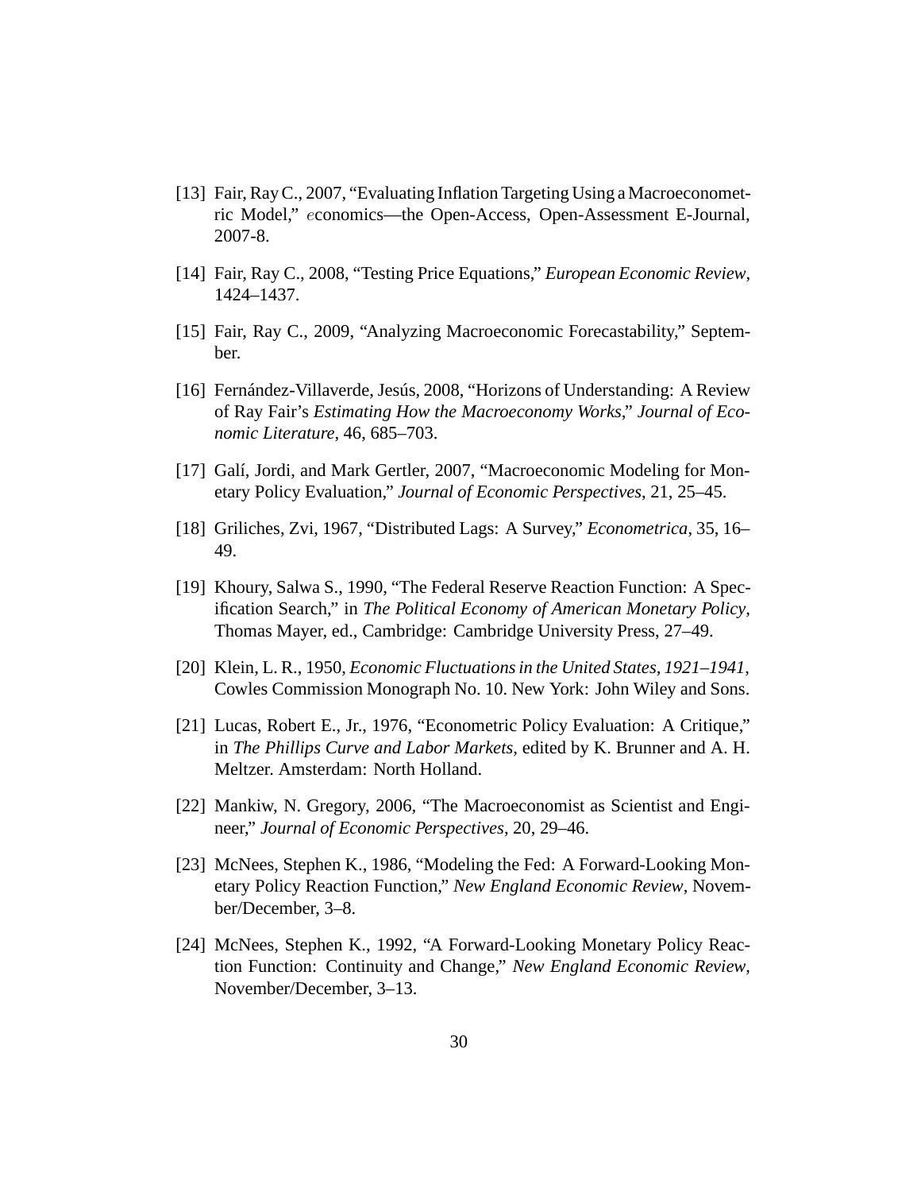[13] Fair, Ray C., 2007, "Evaluating Inflation Targeting Using a Macroeconometric Model," $e$conomics—the Open-Access, Open-Assessment E-Journal, 2007-8.

[14] Fair, Ray C., 2008, "Testing Price Equations," *European Economic Review*, 1424–1437.

[15] Fair, Ray C., 2009, "Analyzing Macroeconomic Forecastability," September.

[16] Fernández-Villaverde, Jesús, 2008, "Horizons of Understanding: A Review of Ray Fair's *Estimating How the Macroeconomy Works*," *Journal of Economic Literature*, 46, 685–703.

[17] Galí, Jordi, and Mark Gertler, 2007, "Macroeconomic Modeling for Monetary Policy Evaluation," *Journal of Economic Perspectives*, 21, 25–45.

[18] Griliches, Zvi, 1967, "Distributed Lags: A Survey," *Econometrica*, 35, 16–49.

[19] Khoury, Salwa S., 1990, "The Federal Reserve Reaction Function: A Specification Search," in *The Political Economy of American Monetary Policy*, Thomas Mayer, ed., Cambridge: Cambridge University Press, 27–49.

[20] Klein, L. R., 1950, *Economic Fluctuations in the United States, 1921–1941*, Cowles Commission Monograph No. 10. New York: John Wiley and Sons.

[21] Lucas, Robert E., Jr., 1976, "Econometric Policy Evaluation: A Critique," in *The Phillips Curve and Labor Markets*, edited by K. Brunner and A. H. Meltzer. Amsterdam: North Holland.

[22] Mankiw, N. Gregory, 2006, "The Macroeconomist as Scientist and Engineer," *Journal of Economic Perspectives*, 20, 29–46.

[23] McNees, Stephen K., 1986, "Modeling the Fed: A Forward-Looking Monetary Policy Reaction Function," *New England Economic Review*, November/December, 3–8.

[24] McNees, Stephen K., 1992, "A Forward-Looking Monetary Policy Reaction Function: Continuity and Change," *New England Economic Review*, November/December, 3–13.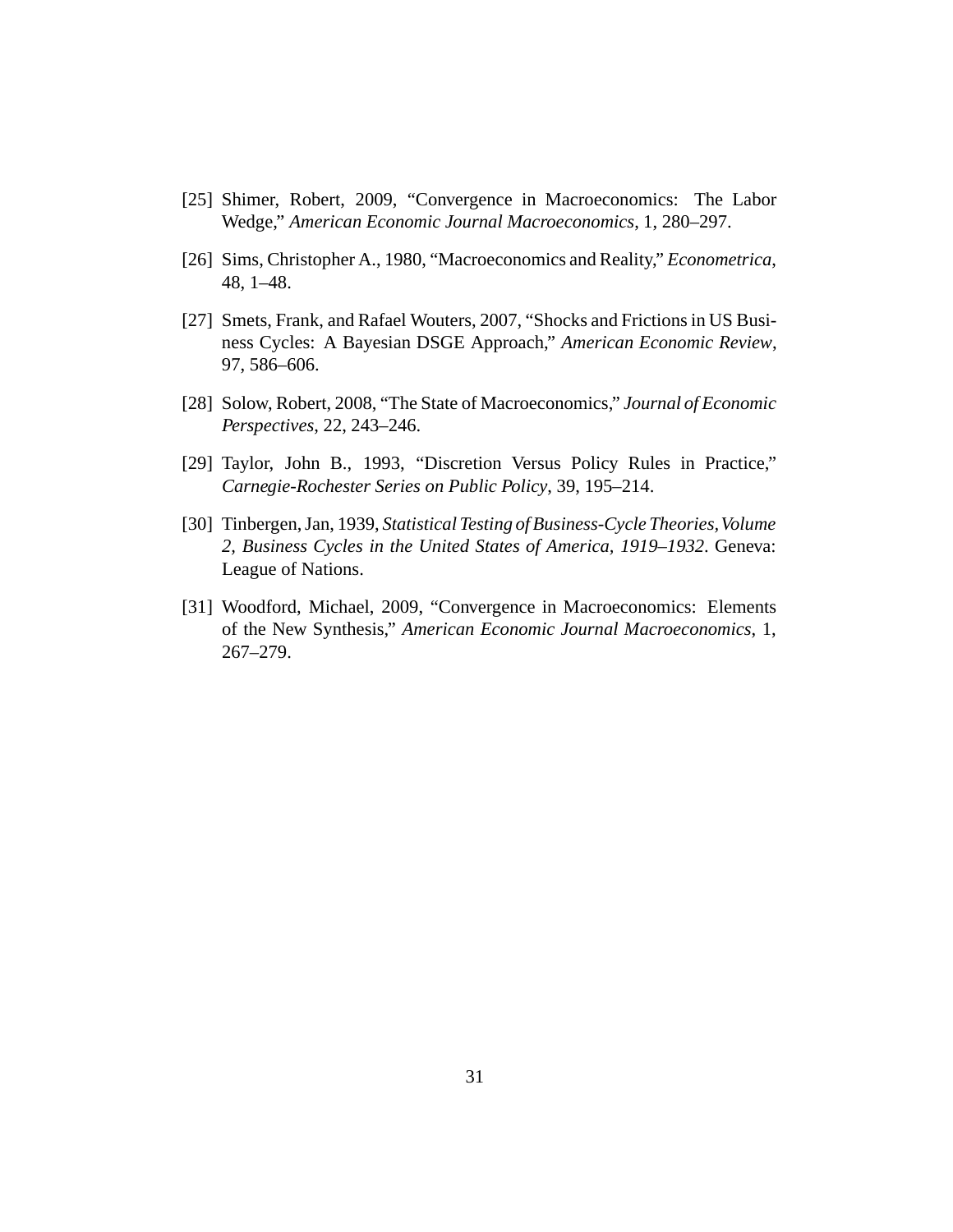[25] Shimer, Robert, 2009, "Convergence in Macroeconomics: The Labor Wedge," *American Economic Journal Macroeconomics*, 1, 280–297.

[26] Sims, Christopher A., 1980, "Macroeconomics and Reality," *Econometrica*, 48, 1–48.

[27] Smets, Frank, and Rafael Wouters, 2007, "Shocks and Frictions in US Business Cycles: A Bayesian DSGE Approach," *American Economic Review*, 97, 586–606.

[28] Solow, Robert, 2008, "The State of Macroeconomics," *Journal of Economic Perspectives*, 22, 243–246.

[29] Taylor, John B., 1993, "Discretion Versus Policy Rules in Practice," *Carnegie-Rochester Series on Public Policy*, 39, 195–214.

[30] Tinbergen, Jan, 1939, *Statistical Testing of Business-Cycle Theories, Volume 2, Business Cycles in the United States of America, 1919–1932*. Geneva: League of Nations.

[31] Woodford, Michael, 2009, "Convergence in Macroeconomics: Elements of the New Synthesis," *American Economic Journal Macroeconomics*, 1, 267–279.